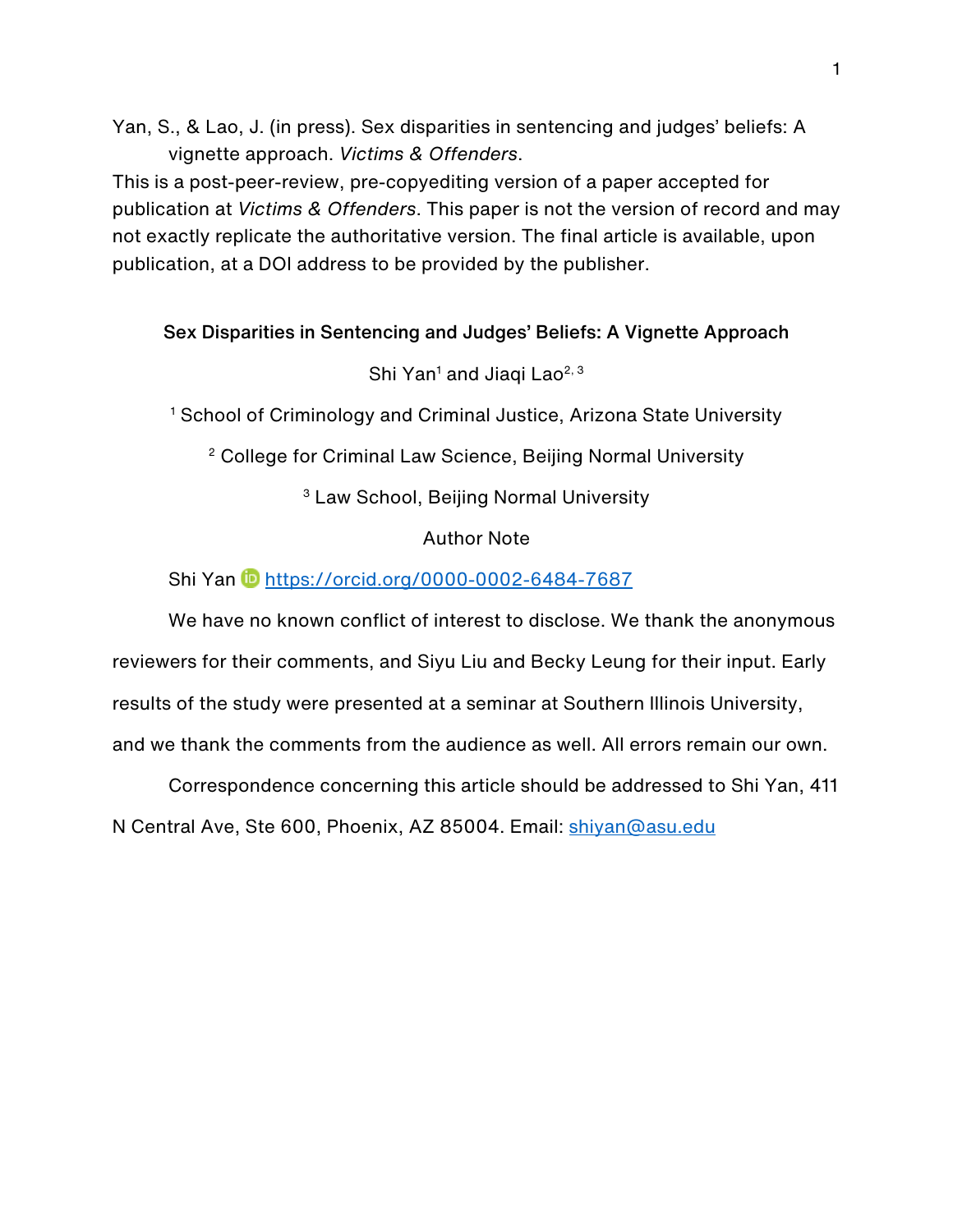Yan, S., & Lao, J. (in press). Sex disparities in sentencing and judges' beliefs: A vignette approach. *Victims & Offenders*.

This is a post-peer-review, pre-copyediting version of a paper accepted for publication at *Victims & Offenders*. This paper is not the version of record and may not exactly replicate the authoritative version. The final article is available, upon publication, at a DOI address to be provided by the publisher.

# Sex Disparities in Sentencing and Judges' Beliefs: A Vignette Approach

Shi Yan[1] and Jiaqi Lao[2,3]

[1] School of Criminology and Criminal Justice, Arizona State University

[2] College for Criminal Law Science, Beijing Normal University

[3] Law School, Beijing Normal University

Author Note

Shi Yan https://orcid.org/0000-0002-6484-7687

We have no known conflict of interest to disclose. We thank the anonymous reviewers for their comments, and Siyu Liu and Becky Leung for their input. Early results of the study were presented at a seminar at Southern Illinois University, and we thank the comments from the audience as well. All errors remain our own.

Correspondence concerning this article should be addressed to Shi Yan, 411 N Central Ave, Ste 600, Phoenix, AZ 85004. Email: shiyan@asu.edu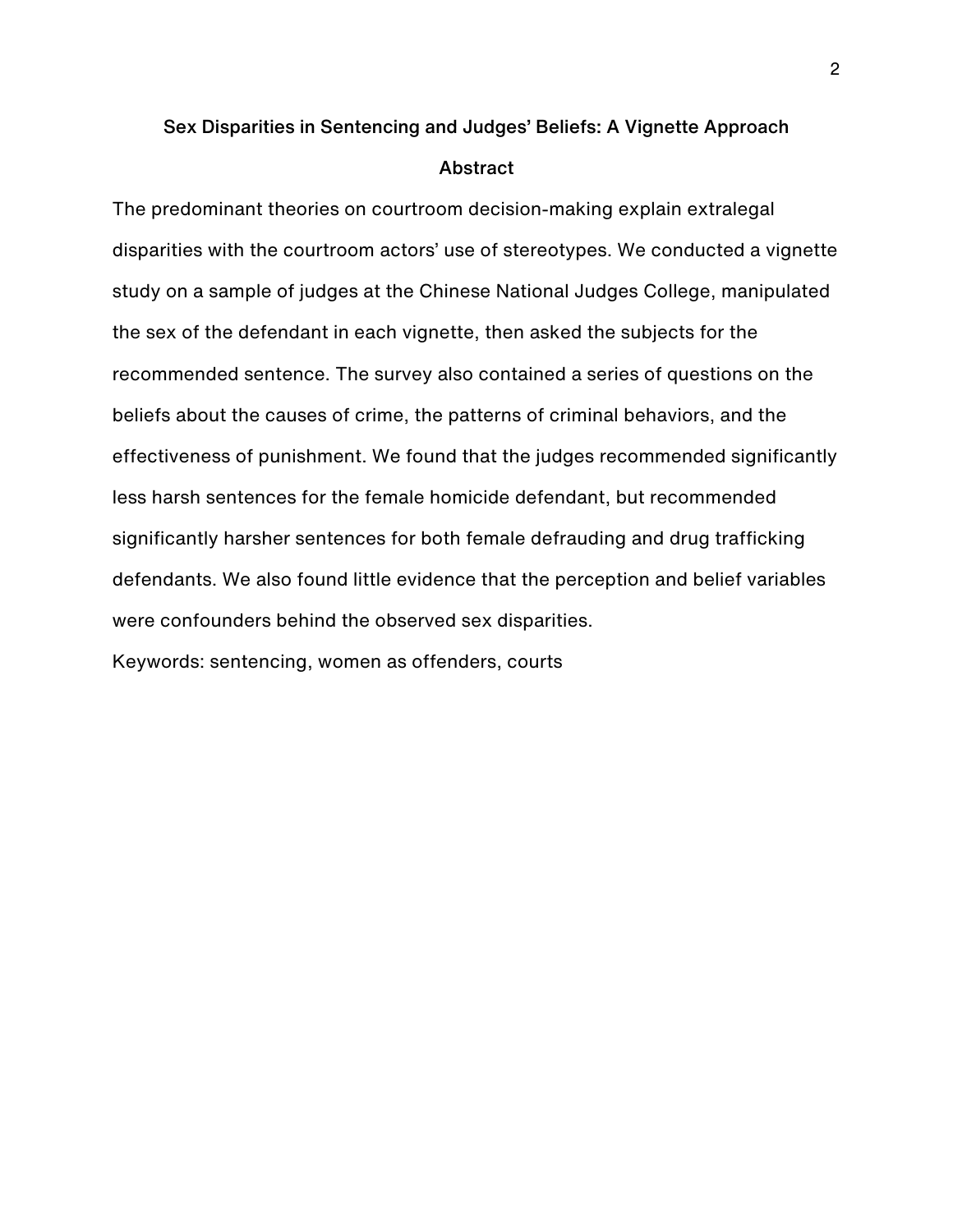# Sex Disparities in Sentencing and Judges' Beliefs: A Vignette Approach

## Abstract

The predominant theories on courtroom decision-making explain extralegal disparities with the courtroom actors' use of stereotypes. We conducted a vignette study on a sample of judges at the Chinese National Judges College, manipulated the sex of the defendant in each vignette, then asked the subjects for the recommended sentence. The survey also contained a series of questions on the beliefs about the causes of crime, the patterns of criminal behaviors, and the effectiveness of punishment. We found that the judges recommended significantly less harsh sentences for the female homicide defendant, but recommended significantly harsher sentences for both female defrauding and drug trafficking defendants. We also found little evidence that the perception and belief variables were confounders behind the observed sex disparities.

Keywords: sentencing, women as offenders, courts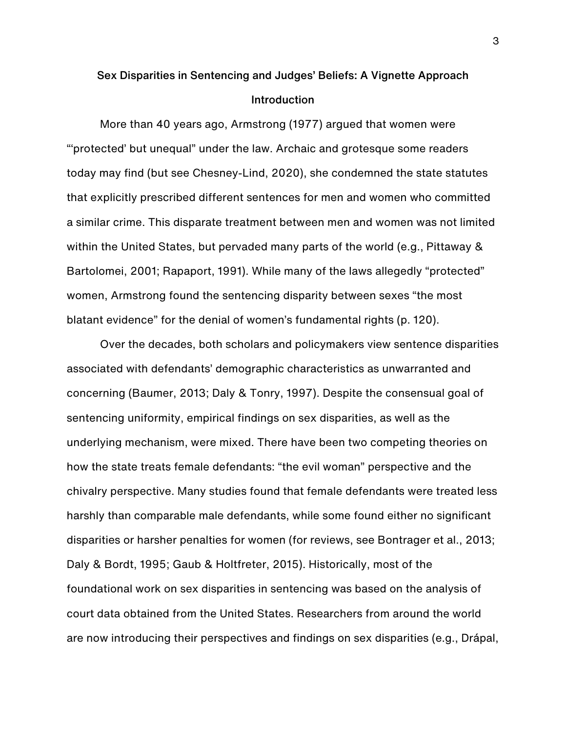# Sex Disparities in Sentencing and Judges' Beliefs: A Vignette Approach

## Introduction

More than 40 years ago, Armstrong (1977) argued that women were "'protected' but unequal" under the law. Archaic and grotesque some readers today may find (but see Chesney-Lind, 2020), she condemned the state statutes that explicitly prescribed different sentences for men and women who committed a similar crime. This disparate treatment between men and women was not limited within the United States, but pervaded many parts of the world (e.g., Pittaway & Bartolomei, 2001; Rapaport, 1991). While many of the laws allegedly "protected" women, Armstrong found the sentencing disparity between sexes "the most blatant evidence" for the denial of women's fundamental rights (p. 120).

Over the decades, both scholars and policymakers view sentence disparities associated with defendants' demographic characteristics as unwarranted and concerning (Baumer, 2013; Daly & Tonry, 1997). Despite the consensual goal of sentencing uniformity, empirical findings on sex disparities, as well as the underlying mechanism, were mixed. There have been two competing theories on how the state treats female defendants: "the evil woman" perspective and the chivalry perspective. Many studies found that female defendants were treated less harshly than comparable male defendants, while some found either no significant disparities or harsher penalties for women (for reviews, see Bontrager et al., 2013; Daly & Bordt, 1995; Gaub & Holtfreter, 2015). Historically, most of the foundational work on sex disparities in sentencing was based on the analysis of court data obtained from the United States. Researchers from around the world are now introducing their perspectives and findings on sex disparities (e.g., Drápal,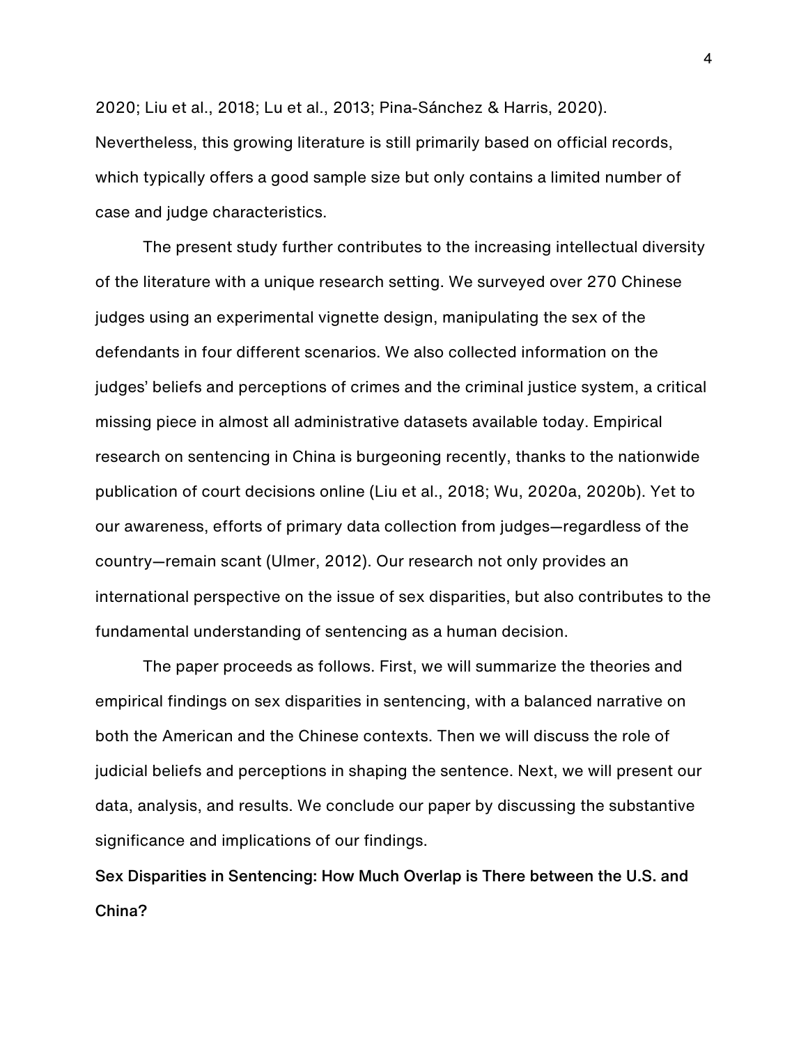2020; Liu et al., 2018; Lu et al., 2013; Pina-Sánchez & Harris, 2020). Nevertheless, this growing literature is still primarily based on official records, which typically offers a good sample size but only contains a limited number of case and judge characteristics.

The present study further contributes to the increasing intellectual diversity of the literature with a unique research setting. We surveyed over 270 Chinese judges using an experimental vignette design, manipulating the sex of the defendants in four different scenarios. We also collected information on the judges' beliefs and perceptions of crimes and the criminal justice system, a critical missing piece in almost all administrative datasets available today. Empirical research on sentencing in China is burgeoning recently, thanks to the nationwide publication of court decisions online (Liu et al., 2018; Wu, 2020a, 2020b). Yet to our awareness, efforts of primary data collection from judges—regardless of the country—remain scant (Ulmer, 2012). Our research not only provides an international perspective on the issue of sex disparities, but also contributes to the fundamental understanding of sentencing as a human decision.

The paper proceeds as follows. First, we will summarize the theories and empirical findings on sex disparities in sentencing, with a balanced narrative on both the American and the Chinese contexts. Then we will discuss the role of judicial beliefs and perceptions in shaping the sentence. Next, we will present our data, analysis, and results. We conclude our paper by discussing the substantive significance and implications of our findings.

## Sex Disparities in Sentencing: How Much Overlap is There between the U.S. and China?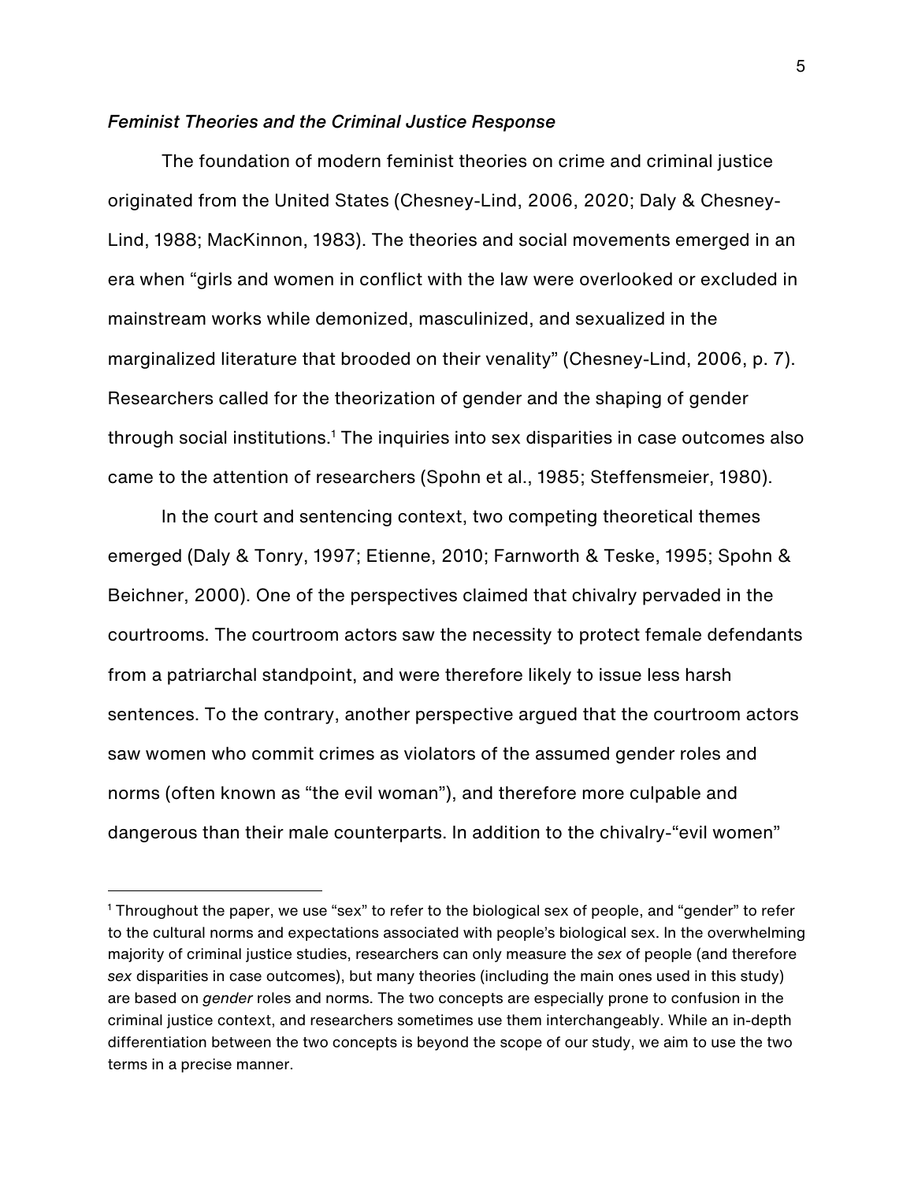### *Feminist Theories and the Criminal Justice Response*

The foundation of modern feminist theories on crime and criminal justice originated from the United States (Chesney-Lind, 2006, 2020; Daly & Chesney-Lind, 1988; MacKinnon, 1983). The theories and social movements emerged in an era when "girls and women in conflict with the law were overlooked or excluded in mainstream works while demonized, masculinized, and sexualized in the marginalized literature that brooded on their venality" (Chesney-Lind, 2006, p. 7). Researchers called for the theorization of gender and the shaping of gender through social institutions.[1] The inquiries into sex disparities in case outcomes also came to the attention of researchers (Spohn et al., 1985; Steffensmeier, 1980).

In the court and sentencing context, two competing theoretical themes emerged (Daly & Tonry, 1997; Etienne, 2010; Farnworth & Teske, 1995; Spohn & Beichner, 2000). One of the perspectives claimed that chivalry pervaded in the courtrooms. The courtroom actors saw the necessity to protect female defendants from a patriarchal standpoint, and were therefore likely to issue less harsh sentences. To the contrary, another perspective argued that the courtroom actors saw women who commit crimes as violators of the assumed gender roles and norms (often known as "the evil woman"), and therefore more culpable and dangerous than their male counterparts. In addition to the chivalry-"evil women"

---

[1] Throughout the paper, we use "sex" to refer to the biological sex of people, and "gender" to refer to the cultural norms and expectations associated with people's biological sex. In the overwhelming majority of criminal justice studies, researchers can only measure the *sex* of people (and therefore *sex* disparities in case outcomes), but many theories (including the main ones used in this study) are based on *gender* roles and norms. The two concepts are especially prone to confusion in the criminal justice context, and researchers sometimes use them interchangeably. While an in-depth differentiation between the two concepts is beyond the scope of our study, we aim to use the two terms in a precise manner.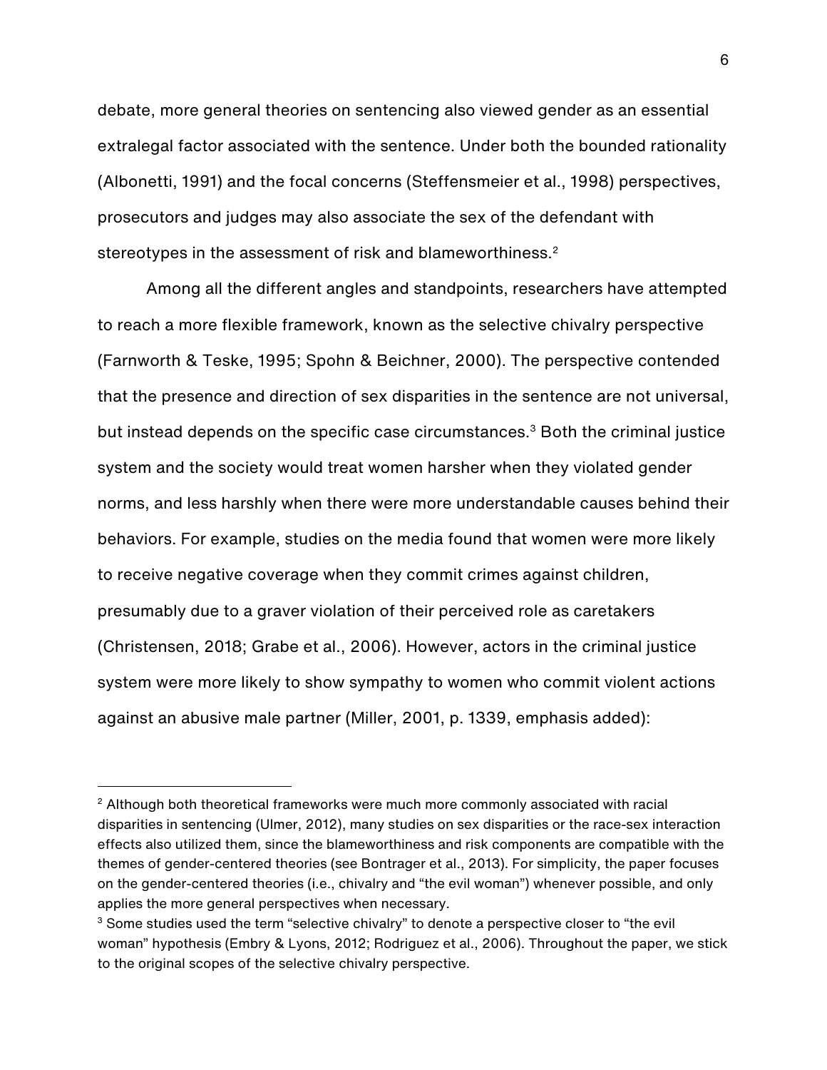debate, more general theories on sentencing also viewed gender as an essential extralegal factor associated with the sentence. Under both the bounded rationality (Albonetti, 1991) and the focal concerns (Steffensmeier et al., 1998) perspectives, prosecutors and judges may also associate the sex of the defendant with stereotypes in the assessment of risk and blameworthiness.[2]

Among all the different angles and standpoints, researchers have attempted to reach a more flexible framework, known as the selective chivalry perspective (Farnworth & Teske, 1995; Spohn & Beichner, 2000). The perspective contended that the presence and direction of sex disparities in the sentence are not universal, but instead depends on the specific case circumstances.[3] Both the criminal justice system and the society would treat women harsher when they violated gender norms, and less harshly when there were more understandable causes behind their behaviors. For example, studies on the media found that women were more likely to receive negative coverage when they commit crimes against children, presumably due to a graver violation of their perceived role as caretakers (Christensen, 2018; Grabe et al., 2006). However, actors in the criminal justice system were more likely to show sympathy to women who commit violent actions against an abusive male partner (Miller, 2001, p. 1339, emphasis added):

---

[2] Although both theoretical frameworks were much more commonly associated with racial disparities in sentencing (Ulmer, 2012), many studies on sex disparities or the race-sex interaction effects also utilized them, since the blameworthiness and risk components are compatible with the themes of gender-centered theories (see Bontrager et al., 2013). For simplicity, the paper focuses on the gender-centered theories (i.e., chivalry and "the evil woman") whenever possible, and only applies the more general perspectives when necessary.

[3] Some studies used the term "selective chivalry" to denote a perspective closer to "the evil woman" hypothesis (Embry & Lyons, 2012; Rodriguez et al., 2006). Throughout the paper, we stick to the original scopes of the selective chivalry perspective.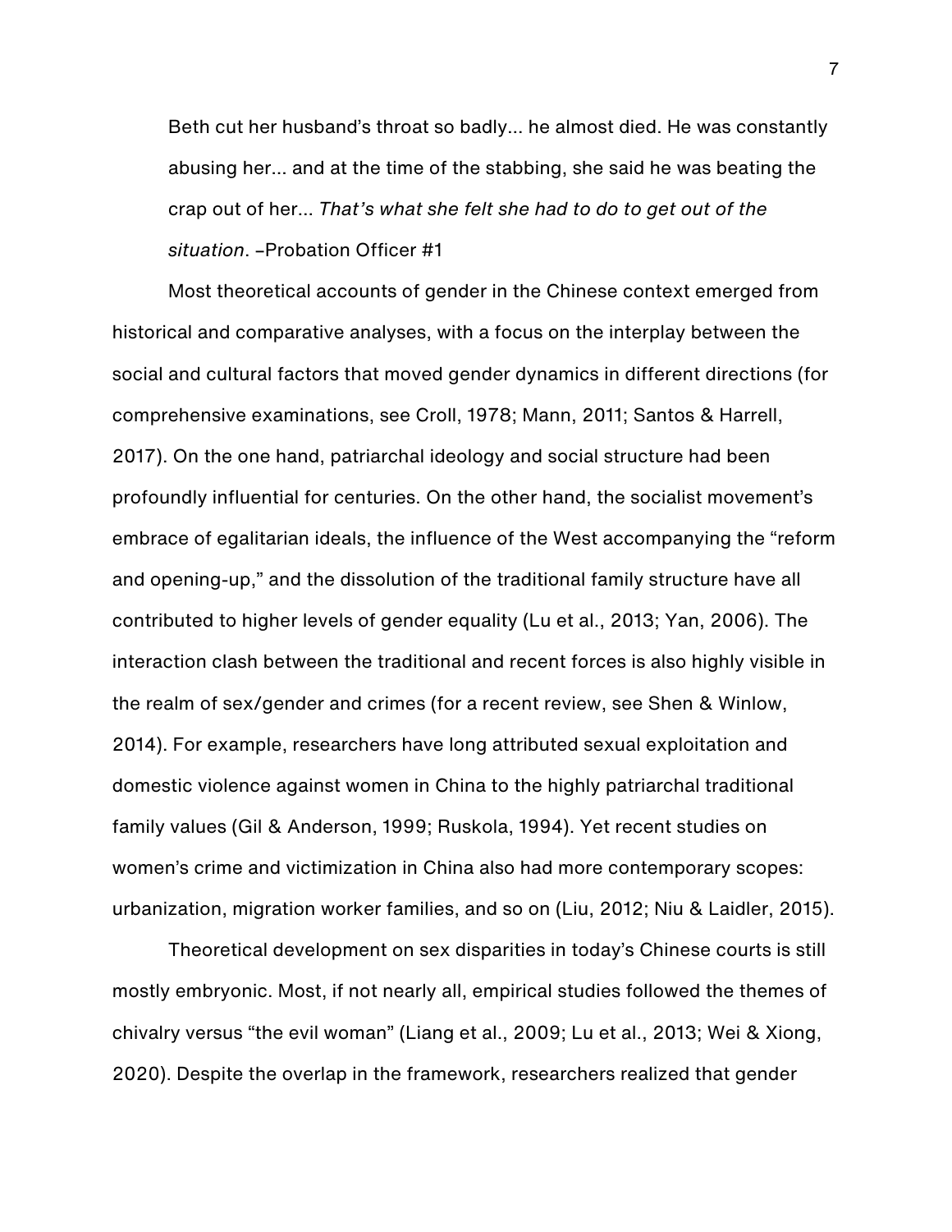> Beth cut her husband's throat so badly... he almost died. He was constantly abusing her... and at the time of the stabbing, she said he was beating the crap out of her... *That's what she felt she had to do to get out of the situation*. –Probation Officer #1

Most theoretical accounts of gender in the Chinese context emerged from historical and comparative analyses, with a focus on the interplay between the social and cultural factors that moved gender dynamics in different directions (for comprehensive examinations, see Croll, 1978; Mann, 2011; Santos & Harrell, 2017). On the one hand, patriarchal ideology and social structure had been profoundly influential for centuries. On the other hand, the socialist movement's embrace of egalitarian ideals, the influence of the West accompanying the "reform and opening-up," and the dissolution of the traditional family structure have all contributed to higher levels of gender equality (Lu et al., 2013; Yan, 2006). The interaction clash between the traditional and recent forces is also highly visible in the realm of sex/gender and crimes (for a recent review, see Shen & Winlow, 2014). For example, researchers have long attributed sexual exploitation and domestic violence against women in China to the highly patriarchal traditional family values (Gil & Anderson, 1999; Ruskola, 1994). Yet recent studies on women's crime and victimization in China also had more contemporary scopes: urbanization, migration worker families, and so on (Liu, 2012; Niu & Laidler, 2015).

Theoretical development on sex disparities in today's Chinese courts is still mostly embryonic. Most, if not nearly all, empirical studies followed the themes of chivalry versus "the evil woman" (Liang et al., 2009; Lu et al., 2013; Wei & Xiong, 2020). Despite the overlap in the framework, researchers realized that gender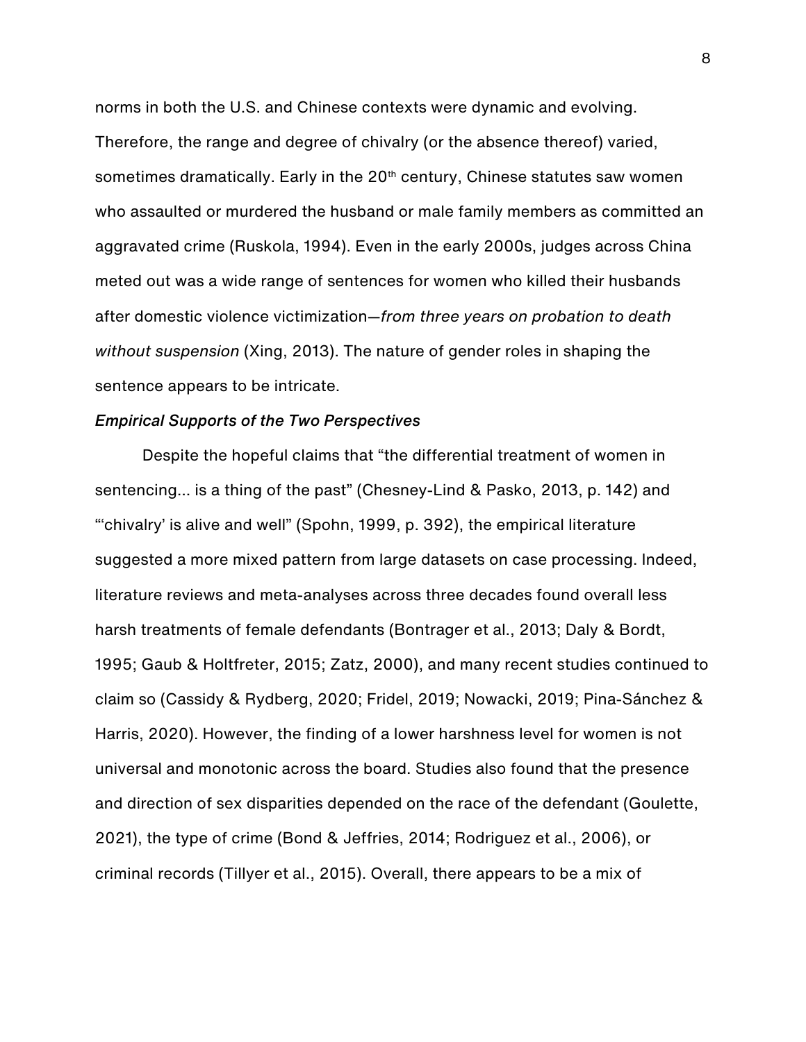norms in both the U.S. and Chinese contexts were dynamic and evolving. Therefore, the range and degree of chivalry (or the absence thereof) varied, sometimes dramatically. Early in the 20th century, Chinese statutes saw women who assaulted or murdered the husband or male family members as committed an aggravated crime (Ruskola, 1994). Even in the early 2000s, judges across China meted out was a wide range of sentences for women who killed their husbands after domestic violence victimization—*from three years on probation to death without suspension* (Xing, 2013). The nature of gender roles in shaping the sentence appears to be intricate.

### *Empirical Supports of the Two Perspectives*

Despite the hopeful claims that "the differential treatment of women in sentencing... is a thing of the past" (Chesney-Lind & Pasko, 2013, p. 142) and "'chivalry' is alive and well" (Spohn, 1999, p. 392), the empirical literature suggested a more mixed pattern from large datasets on case processing. Indeed, literature reviews and meta-analyses across three decades found overall less harsh treatments of female defendants (Bontrager et al., 2013; Daly & Bordt, 1995; Gaub & Holtfreter, 2015; Zatz, 2000), and many recent studies continued to claim so (Cassidy & Rydberg, 2020; Fridel, 2019; Nowacki, 2019; Pina-Sánchez & Harris, 2020). However, the finding of a lower harshness level for women is not universal and monotonic across the board. Studies also found that the presence and direction of sex disparities depended on the race of the defendant (Goulette, 2021), the type of crime (Bond & Jeffries, 2014; Rodriguez et al., 2006), or criminal records (Tillyer et al., 2015). Overall, there appears to be a mix of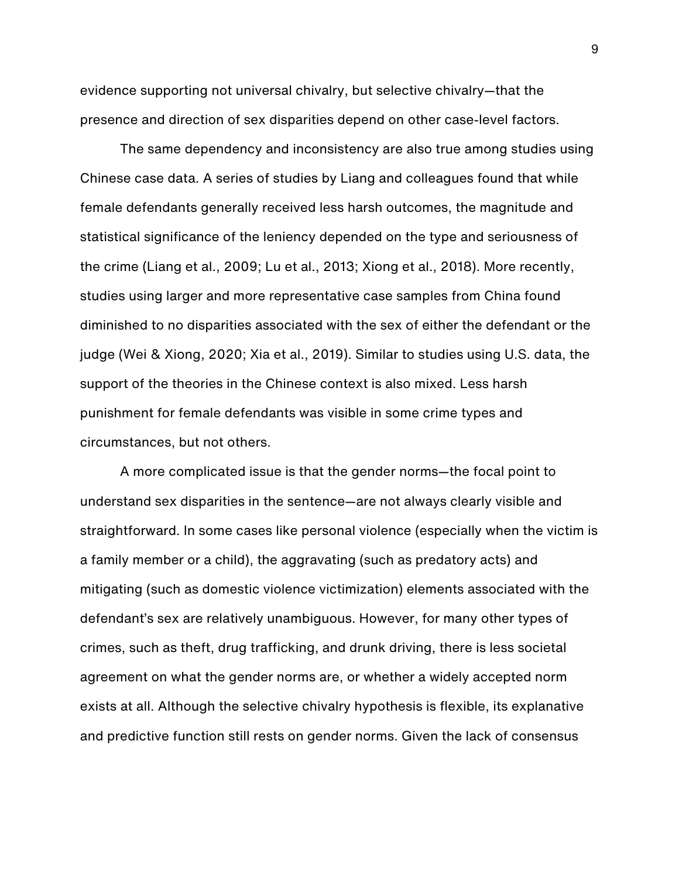evidence supporting not universal chivalry, but selective chivalry—that the presence and direction of sex disparities depend on other case-level factors.

The same dependency and inconsistency are also true among studies using Chinese case data. A series of studies by Liang and colleagues found that while female defendants generally received less harsh outcomes, the magnitude and statistical significance of the leniency depended on the type and seriousness of the crime (Liang et al., 2009; Lu et al., 2013; Xiong et al., 2018). More recently, studies using larger and more representative case samples from China found diminished to no disparities associated with the sex of either the defendant or the judge (Wei & Xiong, 2020; Xia et al., 2019). Similar to studies using U.S. data, the support of the theories in the Chinese context is also mixed. Less harsh punishment for female defendants was visible in some crime types and circumstances, but not others.

A more complicated issue is that the gender norms—the focal point to understand sex disparities in the sentence—are not always clearly visible and straightforward. In some cases like personal violence (especially when the victim is a family member or a child), the aggravating (such as predatory acts) and mitigating (such as domestic violence victimization) elements associated with the defendant's sex are relatively unambiguous. However, for many other types of crimes, such as theft, drug trafficking, and drunk driving, there is less societal agreement on what the gender norms are, or whether a widely accepted norm exists at all. Although the selective chivalry hypothesis is flexible, its explanative and predictive function still rests on gender norms. Given the lack of consensus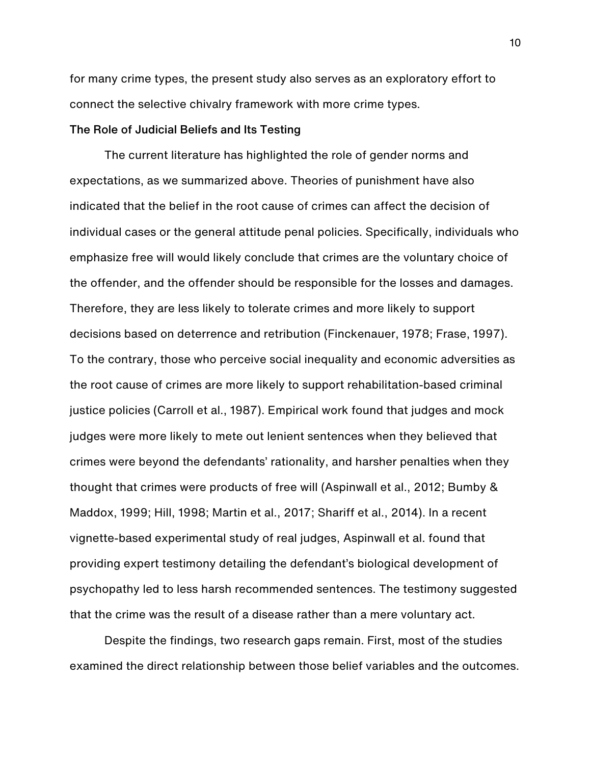for many crime types, the present study also serves as an exploratory effort to connect the selective chivalry framework with more crime types.

### The Role of Judicial Beliefs and Its Testing

The current literature has highlighted the role of gender norms and expectations, as we summarized above. Theories of punishment have also indicated that the belief in the root cause of crimes can affect the decision of individual cases or the general attitude penal policies. Specifically, individuals who emphasize free will would likely conclude that crimes are the voluntary choice of the offender, and the offender should be responsible for the losses and damages. Therefore, they are less likely to tolerate crimes and more likely to support decisions based on deterrence and retribution (Finckenauer, 1978; Frase, 1997). To the contrary, those who perceive social inequality and economic adversities as the root cause of crimes are more likely to support rehabilitation-based criminal justice policies (Carroll et al., 1987). Empirical work found that judges and mock judges were more likely to mete out lenient sentences when they believed that crimes were beyond the defendants' rationality, and harsher penalties when they thought that crimes were products of free will (Aspinwall et al., 2012; Bumby & Maddox, 1999; Hill, 1998; Martin et al., 2017; Shariff et al., 2014). In a recent vignette-based experimental study of real judges, Aspinwall et al. found that providing expert testimony detailing the defendant's biological development of psychopathy led to less harsh recommended sentences. The testimony suggested that the crime was the result of a disease rather than a mere voluntary act.

Despite the findings, two research gaps remain. First, most of the studies examined the direct relationship between those belief variables and the outcomes.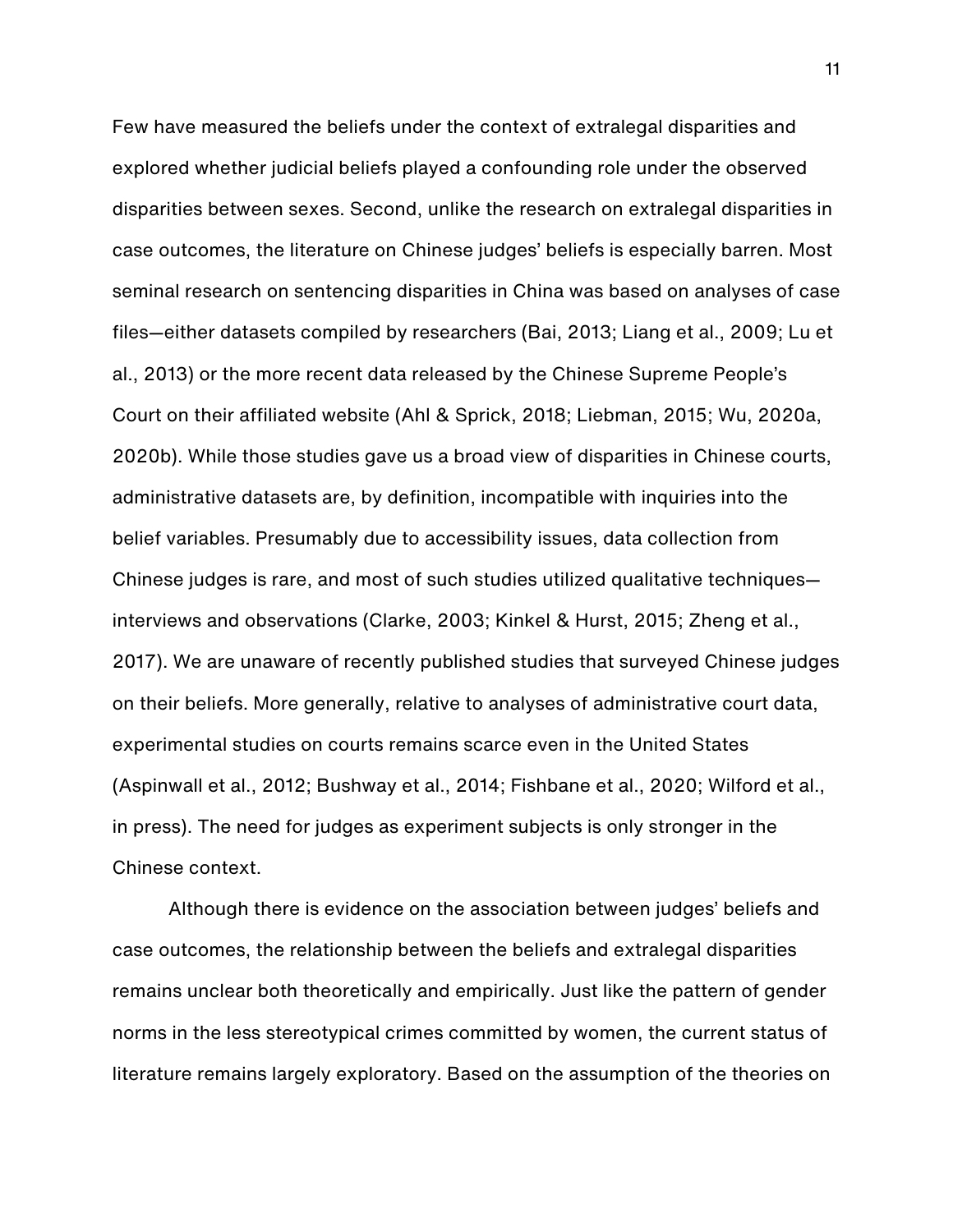Few have measured the beliefs under the context of extralegal disparities and explored whether judicial beliefs played a confounding role under the observed disparities between sexes. Second, unlike the research on extralegal disparities in case outcomes, the literature on Chinese judges' beliefs is especially barren. Most seminal research on sentencing disparities in China was based on analyses of case files—either datasets compiled by researchers (Bai, 2013; Liang et al., 2009; Lu et al., 2013) or the more recent data released by the Chinese Supreme People's Court on their affiliated website (Ahl & Sprick, 2018; Liebman, 2015; Wu, 2020a, 2020b). While those studies gave us a broad view of disparities in Chinese courts, administrative datasets are, by definition, incompatible with inquiries into the belief variables. Presumably due to accessibility issues, data collection from Chinese judges is rare, and most of such studies utilized qualitative techniques—interviews and observations (Clarke, 2003; Kinkel & Hurst, 2015; Zheng et al., 2017). We are unaware of recently published studies that surveyed Chinese judges on their beliefs. More generally, relative to analyses of administrative court data, experimental studies on courts remains scarce even in the United States (Aspinwall et al., 2012; Bushway et al., 2014; Fishbane et al., 2020; Wilford et al., in press). The need for judges as experiment subjects is only stronger in the Chinese context.

Although there is evidence on the association between judges' beliefs and case outcomes, the relationship between the beliefs and extralegal disparities remains unclear both theoretically and empirically. Just like the pattern of gender norms in the less stereotypical crimes committed by women, the current status of literature remains largely exploratory. Based on the assumption of the theories on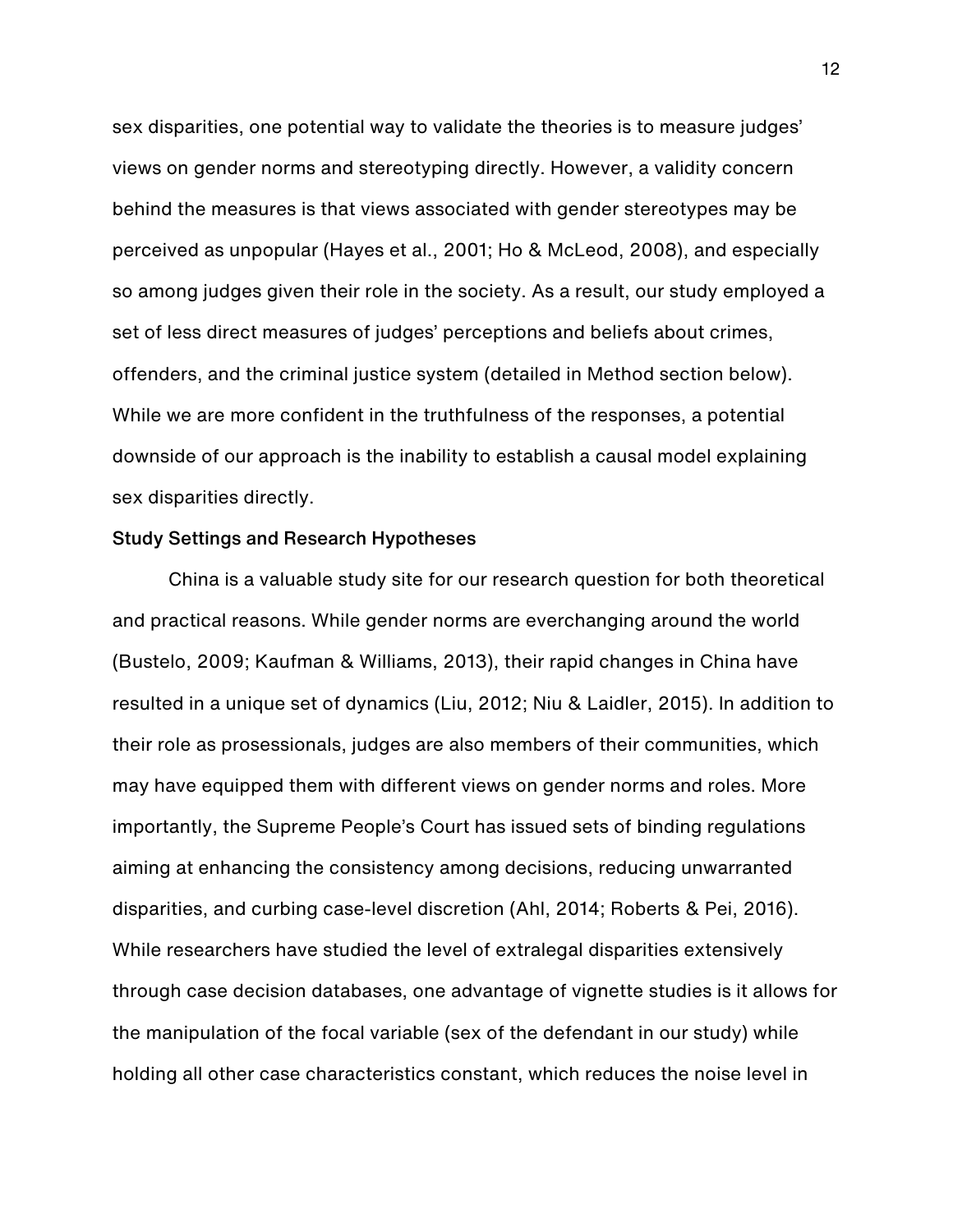sex disparities, one potential way to validate the theories is to measure judges' views on gender norms and stereotyping directly. However, a validity concern behind the measures is that views associated with gender stereotypes may be perceived as unpopular (Hayes et al., 2001; Ho & McLeod, 2008), and especially so among judges given their role in the society. As a result, our study employed a set of less direct measures of judges' perceptions and beliefs about crimes, offenders, and the criminal justice system (detailed in Method section below). While we are more confident in the truthfulness of the responses, a potential downside of our approach is the inability to establish a causal model explaining sex disparities directly.

**Study Settings and Research Hypotheses**

China is a valuable study site for our research question for both theoretical and practical reasons. While gender norms are everchanging around the world (Bustelo, 2009; Kaufman & Williams, 2013), their rapid changes in China have resulted in a unique set of dynamics (Liu, 2012; Niu & Laidler, 2015). In addition to their role as prosessionals, judges are also members of their communities, which may have equipped them with different views on gender norms and roles. More importantly, the Supreme People's Court has issued sets of binding regulations aiming at enhancing the consistency among decisions, reducing unwarranted disparities, and curbing case-level discretion (Ahl, 2014; Roberts & Pei, 2016). While researchers have studied the level of extralegal disparities extensively through case decision databases, one advantage of vignette studies is it allows for the manipulation of the focal variable (sex of the defendant in our study) while holding all other case characteristics constant, which reduces the noise level in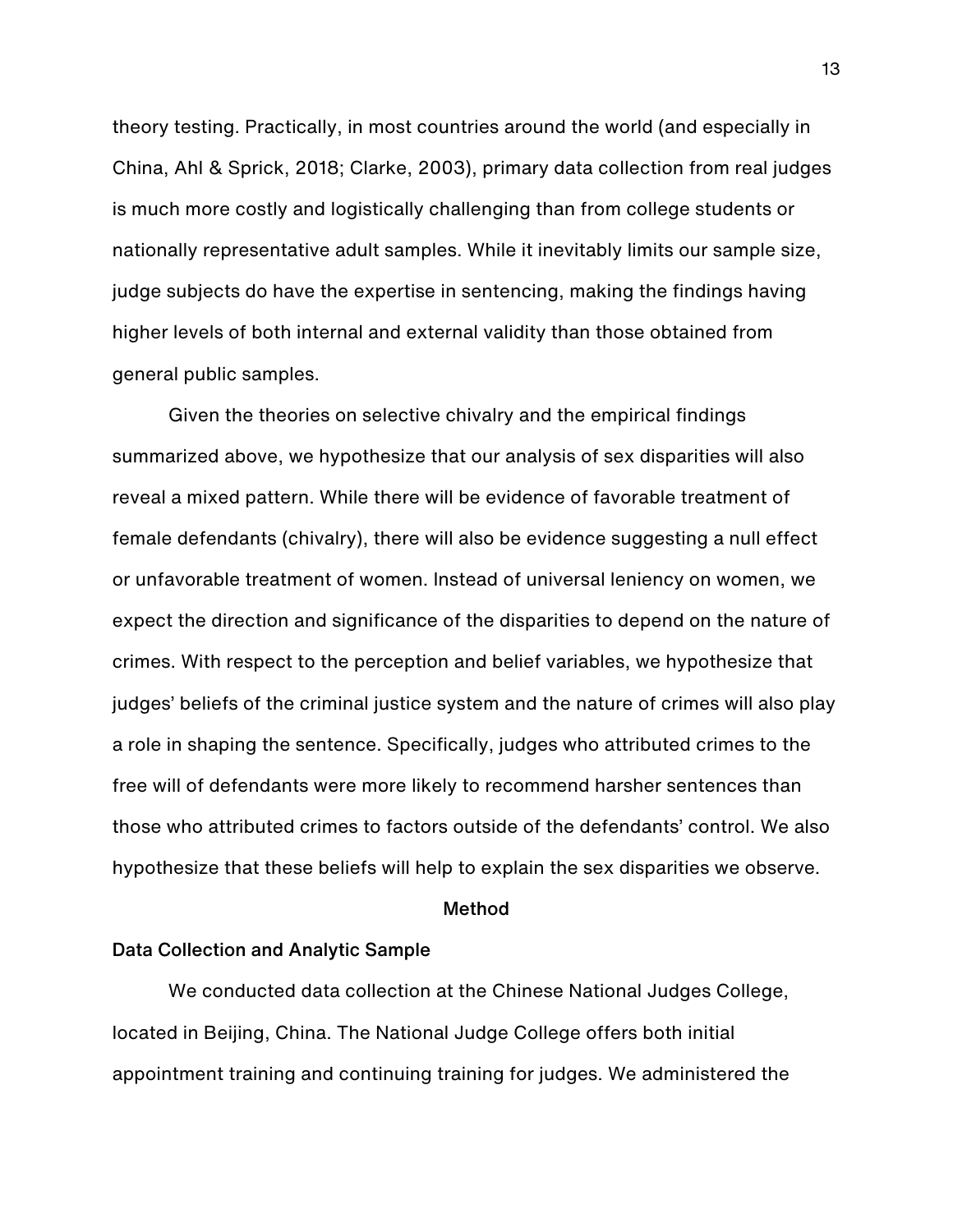theory testing. Practically, in most countries around the world (and especially in China, Ahl & Sprick, 2018; Clarke, 2003), primary data collection from real judges is much more costly and logistically challenging than from college students or nationally representative adult samples. While it inevitably limits our sample size, judge subjects do have the expertise in sentencing, making the findings having higher levels of both internal and external validity than those obtained from general public samples.

Given the theories on selective chivalry and the empirical findings summarized above, we hypothesize that our analysis of sex disparities will also reveal a mixed pattern. While there will be evidence of favorable treatment of female defendants (chivalry), there will also be evidence suggesting a null effect or unfavorable treatment of women. Instead of universal leniency on women, we expect the direction and significance of the disparities to depend on the nature of crimes. With respect to the perception and belief variables, we hypothesize that judges' beliefs of the criminal justice system and the nature of crimes will also play a role in shaping the sentence. Specifically, judges who attributed crimes to the free will of defendants were more likely to recommend harsher sentences than those who attributed crimes to factors outside of the defendants' control. We also hypothesize that these beliefs will help to explain the sex disparities we observe.

## Method

### Data Collection and Analytic Sample

We conducted data collection at the Chinese National Judges College, located in Beijing, China. The National Judge College offers both initial appointment training and continuing training for judges. We administered the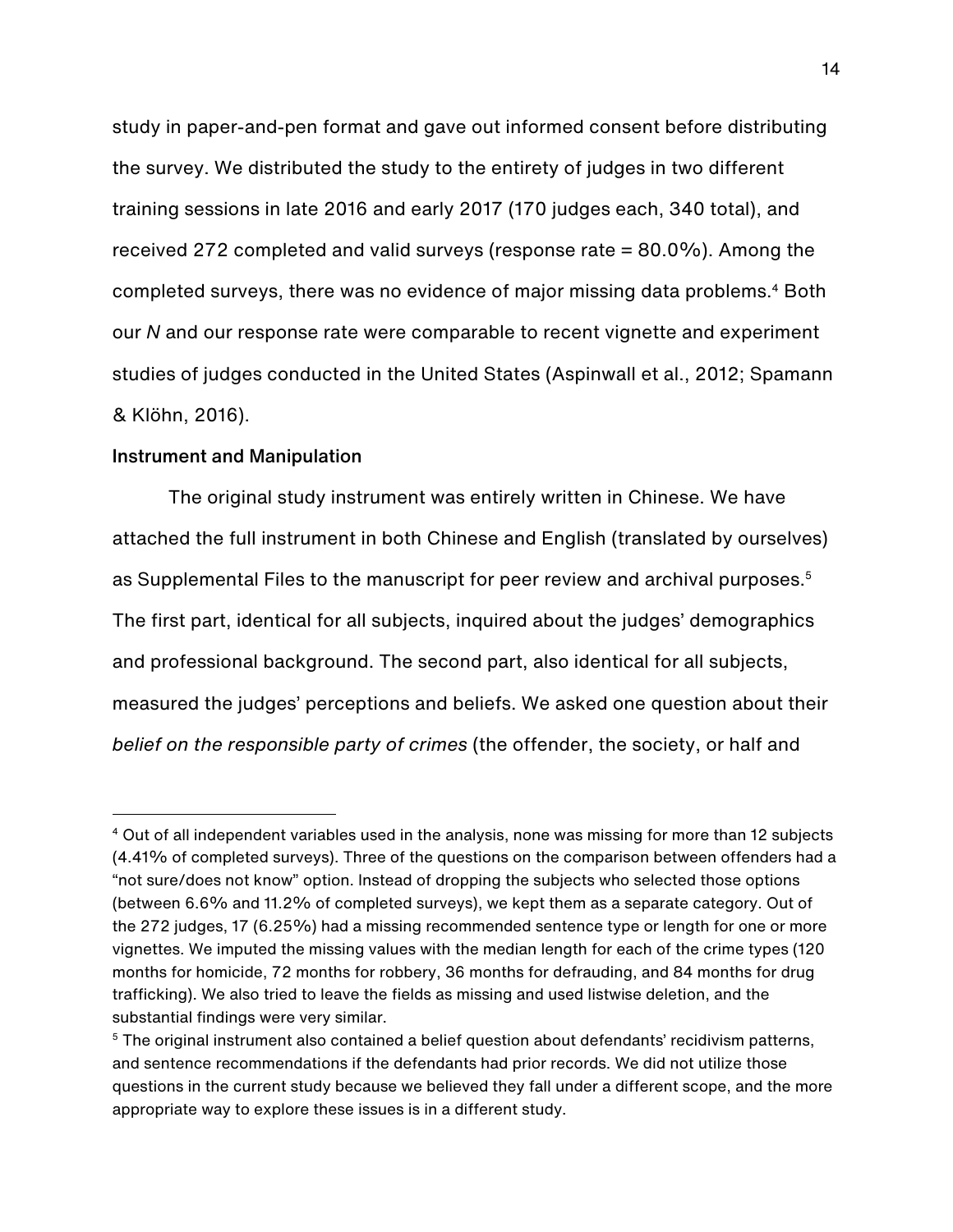study in paper-and-pen format and gave out informed consent before distributing the survey. We distributed the study to the entirety of judges in two different training sessions in late 2016 and early 2017 (170 judges each, 340 total), and received 272 completed and valid surveys (response rate = 80.0%). Among the completed surveys, there was no evidence of major missing data problems.[4] Both our *N* and our response rate were comparable to recent vignette and experiment studies of judges conducted in the United States (Aspinwall et al., 2012; Spamann & Klöhn, 2016).

**Instrument and Manipulation**

The original study instrument was entirely written in Chinese. We have attached the full instrument in both Chinese and English (translated by ourselves) as Supplemental Files to the manuscript for peer review and archival purposes.[5] The first part, identical for all subjects, inquired about the judges' demographics and professional background. The second part, also identical for all subjects, measured the judges' perceptions and beliefs. We asked one question about their *belief on the responsible party of crimes* (the offender, the society, or half and

---

[4] Out of all independent variables used in the analysis, none was missing for more than 12 subjects (4.41% of completed surveys). Three of the questions on the comparison between offenders had a "not sure/does not know" option. Instead of dropping the subjects who selected those options (between 6.6% and 11.2% of completed surveys), we kept them as a separate category. Out of the 272 judges, 17 (6.25%) had a missing recommended sentence type or length for one or more vignettes. We imputed the missing values with the median length for each of the crime types (120 months for homicide, 72 months for robbery, 36 months for defrauding, and 84 months for drug trafficking). We also tried to leave the fields as missing and used listwise deletion, and the substantial findings were very similar.

[5] The original instrument also contained a belief question about defendants' recidivism patterns, and sentence recommendations if the defendants had prior records. We did not utilize those questions in the current study because we believed they fall under a different scope, and the more appropriate way to explore these issues is in a different study.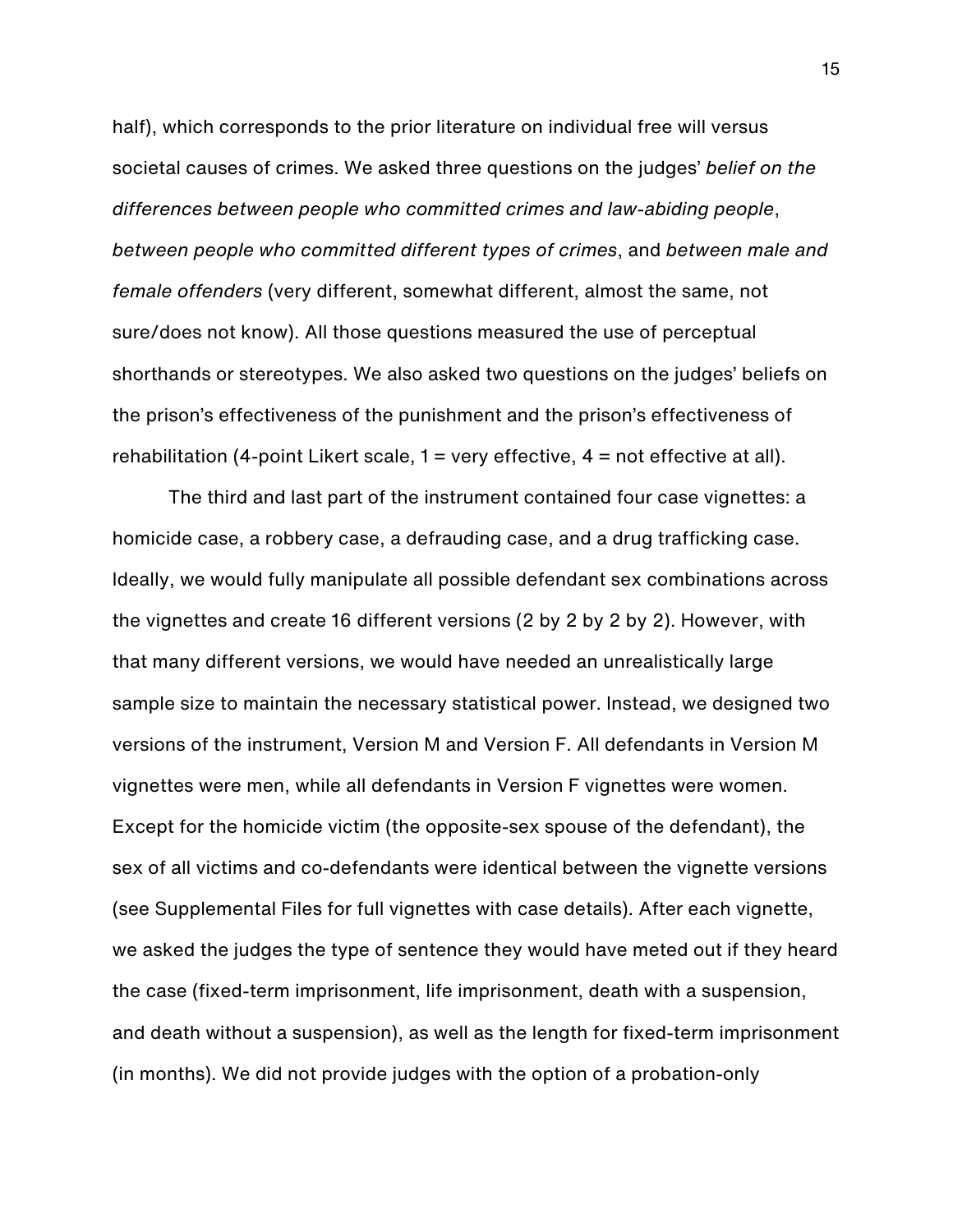half), which corresponds to the prior literature on individual free will versus societal causes of crimes. We asked three questions on the judges' *belief on the differences between people who committed crimes and law-abiding people*, *between people who committed different types of crimes*, and *between male and female offenders* (very different, somewhat different, almost the same, not sure/does not know). All those questions measured the use of perceptual shorthands or stereotypes. We also asked two questions on the judges' beliefs on the prison's effectiveness of the punishment and the prison's effectiveness of rehabilitation (4-point Likert scale, 1 = very effective, 4 = not effective at all).

The third and last part of the instrument contained four case vignettes: a homicide case, a robbery case, a defrauding case, and a drug trafficking case. Ideally, we would fully manipulate all possible defendant sex combinations across the vignettes and create 16 different versions (2 by 2 by 2 by 2). However, with that many different versions, we would have needed an unrealistically large sample size to maintain the necessary statistical power. Instead, we designed two versions of the instrument, Version M and Version F. All defendants in Version M vignettes were men, while all defendants in Version F vignettes were women. Except for the homicide victim (the opposite-sex spouse of the defendant), the sex of all victims and co-defendants were identical between the vignette versions (see Supplemental Files for full vignettes with case details). After each vignette, we asked the judges the type of sentence they would have meted out if they heard the case (fixed-term imprisonment, life imprisonment, death with a suspension, and death without a suspension), as well as the length for fixed-term imprisonment (in months). We did not provide judges with the option of a probation-only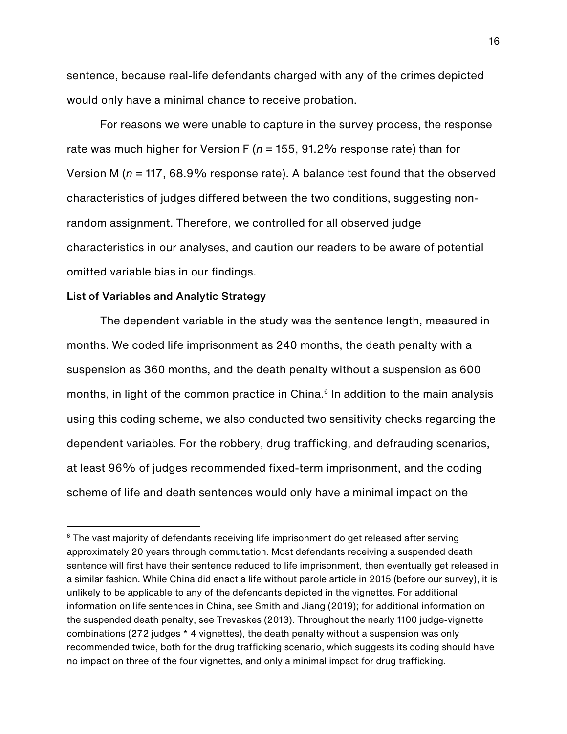sentence, because real-life defendants charged with any of the crimes depicted would only have a minimal chance to receive probation.

For reasons we were unable to capture in the survey process, the response rate was much higher for Version F (*n* = 155, 91.2% response rate) than for Version M (*n* = 117, 68.9% response rate). A balance test found that the observed characteristics of judges differed between the two conditions, suggesting non-random assignment. Therefore, we controlled for all observed judge characteristics in our analyses, and caution our readers to be aware of potential omitted variable bias in our findings.

**List of Variables and Analytic Strategy**

The dependent variable in the study was the sentence length, measured in months. We coded life imprisonment as 240 months, the death penalty with a suspension as 360 months, and the death penalty without a suspension as 600 months, in light of the common practice in China.[6] In addition to the main analysis using this coding scheme, we also conducted two sensitivity checks regarding the dependent variables. For the robbery, drug trafficking, and defrauding scenarios, at least 96% of judges recommended fixed-term imprisonment, and the coding scheme of life and death sentences would only have a minimal impact on the

---

[6] The vast majority of defendants receiving life imprisonment do get released after serving approximately 20 years through commutation. Most defendants receiving a suspended death sentence will first have their sentence reduced to life imprisonment, then eventually get released in a similar fashion. While China did enact a life without parole article in 2015 (before our survey), it is unlikely to be applicable to any of the defendants depicted in the vignettes. For additional information on life sentences in China, see Smith and Jiang (2019); for additional information on the suspended death penalty, see Trevaskes (2013). Throughout the nearly 1100 judge-vignette combinations (272 judges * 4 vignettes), the death penalty without a suspension was only recommended twice, both for the drug trafficking scenario, which suggests its coding should have no impact on three of the four vignettes, and only a minimal impact for drug trafficking.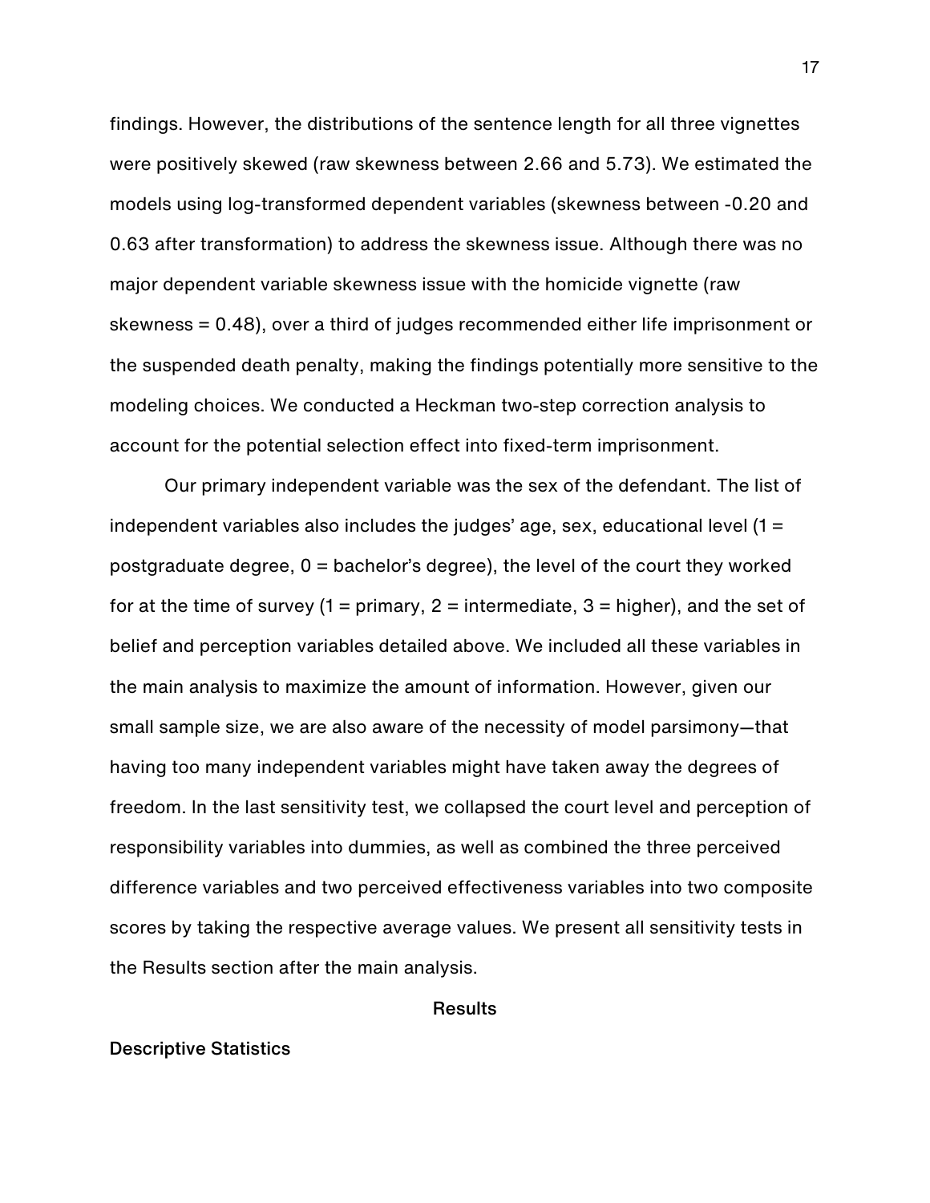findings. However, the distributions of the sentence length for all three vignettes were positively skewed (raw skewness between 2.66 and 5.73). We estimated the models using log-transformed dependent variables (skewness between -0.20 and 0.63 after transformation) to address the skewness issue. Although there was no major dependent variable skewness issue with the homicide vignette (raw skewness = 0.48), over a third of judges recommended either life imprisonment or the suspended death penalty, making the findings potentially more sensitive to the modeling choices. We conducted a Heckman two-step correction analysis to account for the potential selection effect into fixed-term imprisonment.

Our primary independent variable was the sex of the defendant. The list of independent variables also includes the judges' age, sex, educational level (1 = postgraduate degree, 0 = bachelor's degree), the level of the court they worked for at the time of survey (1 = primary, 2 = intermediate, 3 = higher), and the set of belief and perception variables detailed above. We included all these variables in the main analysis to maximize the amount of information. However, given our small sample size, we are also aware of the necessity of model parsimony—that having too many independent variables might have taken away the degrees of freedom. In the last sensitivity test, we collapsed the court level and perception of responsibility variables into dummies, as well as combined the three perceived difference variables and two perceived effectiveness variables into two composite scores by taking the respective average values. We present all sensitivity tests in the Results section after the main analysis.

# Results

## Descriptive Statistics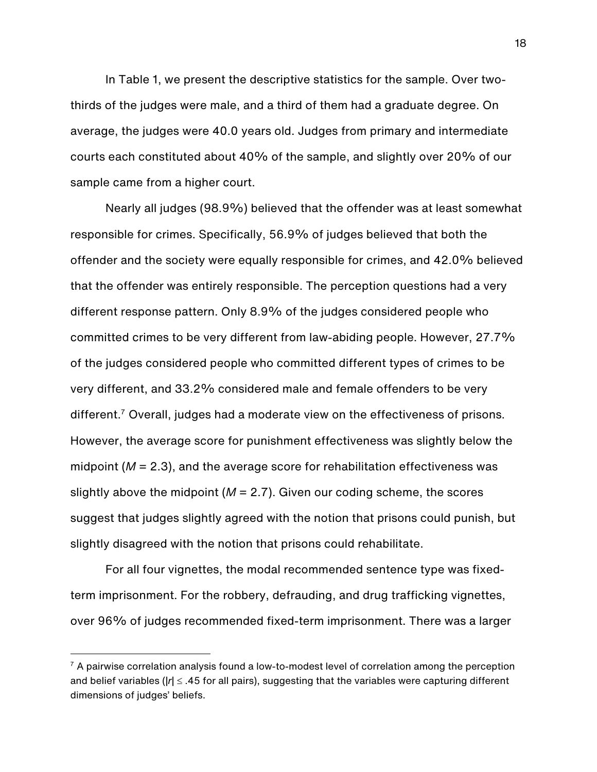In Table 1, we present the descriptive statistics for the sample. Over two-thirds of the judges were male, and a third of them had a graduate degree. On average, the judges were 40.0 years old. Judges from primary and intermediate courts each constituted about 40% of the sample, and slightly over 20% of our sample came from a higher court.

Nearly all judges (98.9%) believed that the offender was at least somewhat responsible for crimes. Specifically, 56.9% of judges believed that both the offender and the society were equally responsible for crimes, and 42.0% believed that the offender was entirely responsible. The perception questions had a very different response pattern. Only 8.9% of the judges considered people who committed crimes to be very different from law-abiding people. However, 27.7% of the judges considered people who committed different types of crimes to be very different, and 33.2% considered male and female offenders to be very different.[7] Overall, judges had a moderate view on the effectiveness of prisons. However, the average score for punishment effectiveness was slightly below the midpoint ($M$ = 2.3), and the average score for rehabilitation effectiveness was slightly above the midpoint ($M$ = 2.7). Given our coding scheme, the scores suggest that judges slightly agreed with the notion that prisons could punish, but slightly disagreed with the notion that prisons could rehabilitate.

For all four vignettes, the modal recommended sentence type was fixed-term imprisonment. For the robbery, defrauding, and drug trafficking vignettes, over 96% of judges recommended fixed-term imprisonment. There was a larger

---

[7] A pairwise correlation analysis found a low-to-modest level of correlation among the perception and belief variables ($|r| \leq .45$ for all pairs), suggesting that the variables were capturing different dimensions of judges' beliefs.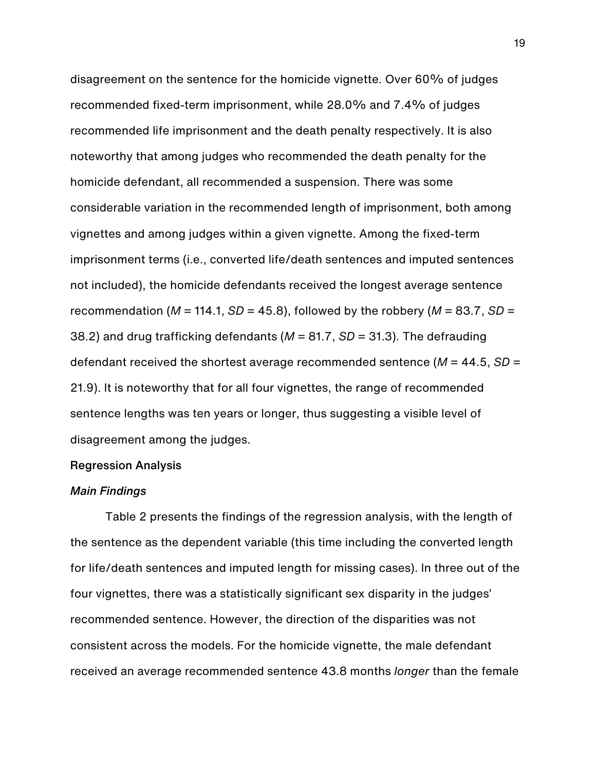disagreement on the sentence for the homicide vignette. Over 60% of judges recommended fixed-term imprisonment, while 28.0% and 7.4% of judges recommended life imprisonment and the death penalty respectively. It is also noteworthy that among judges who recommended the death penalty for the homicide defendant, all recommended a suspension. There was some considerable variation in the recommended length of imprisonment, both among vignettes and among judges within a given vignette. Among the fixed-term imprisonment terms (i.e., converted life/death sentences and imputed sentences not included), the homicide defendants received the longest average sentence recommendation ($M$ = 114.1, $SD$ = 45.8), followed by the robbery ($M$ = 83.7, $SD$ = 38.2) and drug trafficking defendants ($M$ = 81.7, $SD$ = 31.3). The defrauding defendant received the shortest average recommended sentence ($M$ = 44.5, $SD$ = 21.9). It is noteworthy that for all four vignettes, the range of recommended sentence lengths was ten years or longer, thus suggesting a visible level of disagreement among the judges.

**Regression Analysis**

***Main Findings***

Table 2 presents the findings of the regression analysis, with the length of the sentence as the dependent variable (this time including the converted length for life/death sentences and imputed length for missing cases). In three out of the four vignettes, there was a statistically significant sex disparity in the judges' recommended sentence. However, the direction of the disparities was not consistent across the models. For the homicide vignette, the male defendant received an average recommended sentence 43.8 months *longer* than the female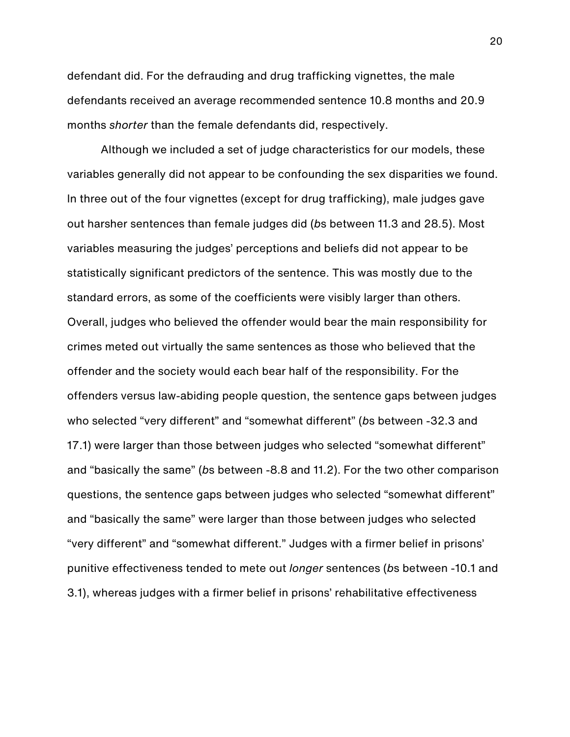defendant did. For the defrauding and drug trafficking vignettes, the male defendants received an average recommended sentence 10.8 months and 20.9 months *shorter* than the female defendants did, respectively.

Although we included a set of judge characteristics for our models, these variables generally did not appear to be confounding the sex disparities we found. In three out of the four vignettes (except for drug trafficking), male judges gave out harsher sentences than female judges did (*b*s between 11.3 and 28.5). Most variables measuring the judges' perceptions and beliefs did not appear to be statistically significant predictors of the sentence. This was mostly due to the standard errors, as some of the coefficients were visibly larger than others. Overall, judges who believed the offender would bear the main responsibility for crimes meted out virtually the same sentences as those who believed that the offender and the society would each bear half of the responsibility. For the offenders versus law-abiding people question, the sentence gaps between judges who selected "very different" and "somewhat different" (*b*s between -32.3 and 17.1) were larger than those between judges who selected "somewhat different" and "basically the same" (*b*s between -8.8 and 11.2). For the two other comparison questions, the sentence gaps between judges who selected "somewhat different" and "basically the same" were larger than those between judges who selected "very different" and "somewhat different." Judges with a firmer belief in prisons' punitive effectiveness tended to mete out *longer* sentences (*b*s between -10.1 and 3.1), whereas judges with a firmer belief in prisons' rehabilitative effectiveness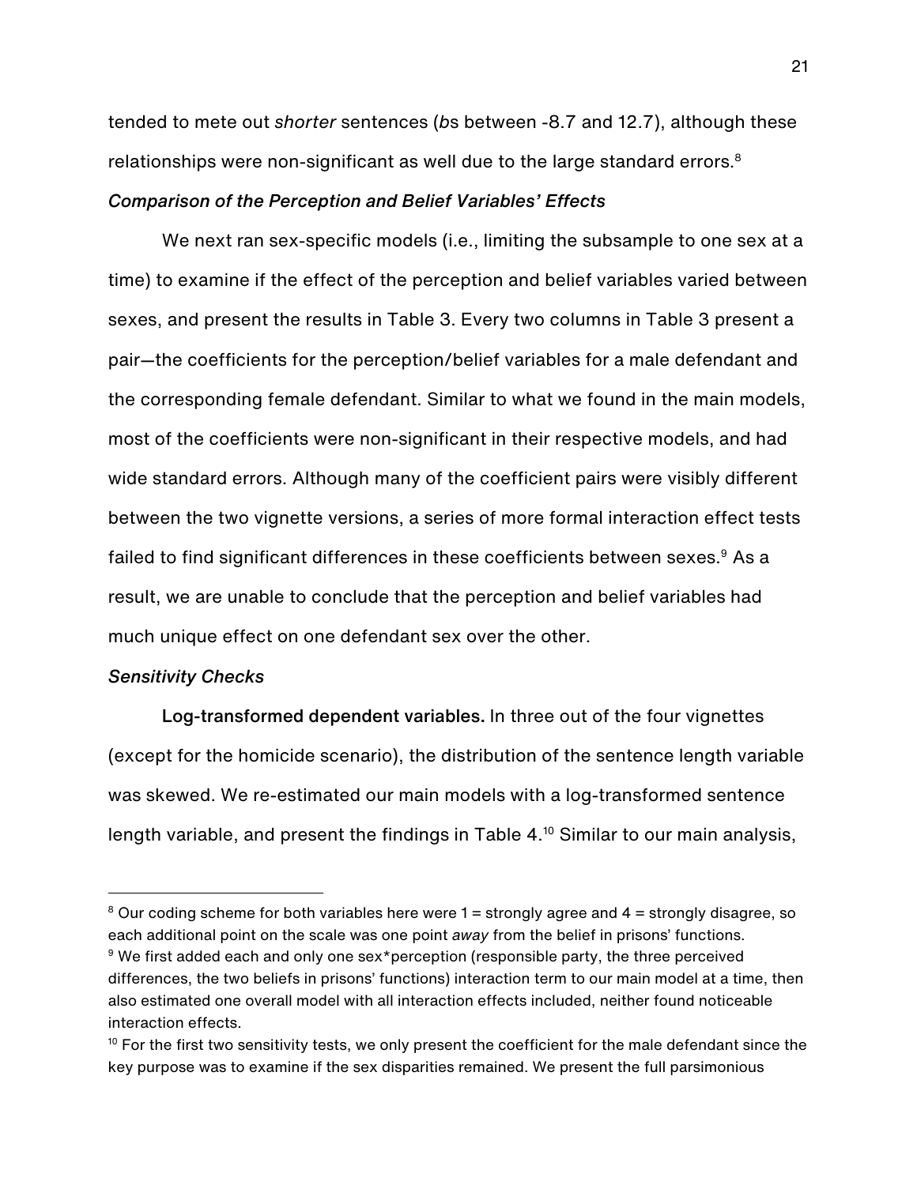tended to mete out *shorter* sentences (*b*s between -8.7 and 12.7), although these relationships were non-significant as well due to the large standard errors.[8]

### *Comparison of the Perception and Belief Variables' Effects*

We next ran sex-specific models (i.e., limiting the subsample to one sex at a time) to examine if the effect of the perception and belief variables varied between sexes, and present the results in Table 3. Every two columns in Table 3 present a pair—the coefficients for the perception/belief variables for a male defendant and the corresponding female defendant. Similar to what we found in the main models, most of the coefficients were non-significant in their respective models, and had wide standard errors. Although many of the coefficient pairs were visibly different between the two vignette versions, a series of more formal interaction effect tests failed to find significant differences in these coefficients between sexes.[9] As a result, we are unable to conclude that the perception and belief variables had much unique effect on one defendant sex over the other.

### *Sensitivity Checks*

**Log-transformed dependent variables.** In three out of the four vignettes (except for the homicide scenario), the distribution of the sentence length variable was skewed. We re-estimated our main models with a log-transformed sentence length variable, and present the findings in Table 4.[10] Similar to our main analysis,

---

[8] Our coding scheme for both variables here were 1 = strongly agree and 4 = strongly disagree, so each additional point on the scale was one point *away* from the belief in prisons' functions.

[9] We first added each and only one sex*perception (responsible party, the three perceived differences, the two beliefs in prisons' functions) interaction term to our main model at a time, then also estimated one overall model with all interaction effects included, neither found noticeable interaction effects.

[10] For the first two sensitivity tests, we only present the coefficient for the male defendant since the key purpose was to examine if the sex disparities remained. We present the full parsimonious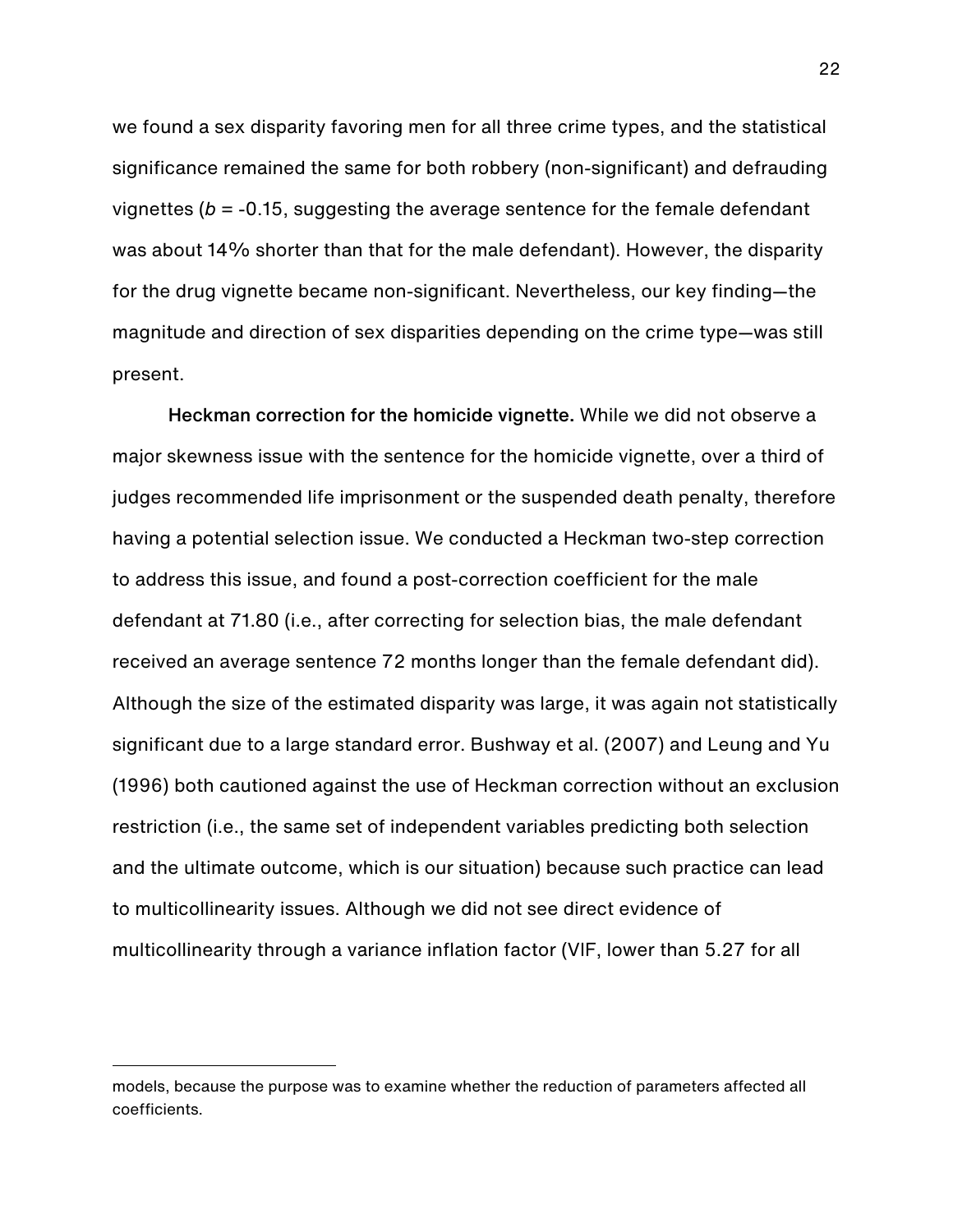we found a sex disparity favoring men for all three crime types, and the statistical significance remained the same for both robbery (non-significant) and defrauding vignettes ($b$ = -0.15, suggesting the average sentence for the female defendant was about 14% shorter than that for the male defendant). However, the disparity for the drug vignette became non-significant. Nevertheless, our key finding—the magnitude and direction of sex disparities depending on the crime type—was still present.

**Heckman correction for the homicide vignette.** While we did not observe a major skewness issue with the sentence for the homicide vignette, over a third of judges recommended life imprisonment or the suspended death penalty, therefore having a potential selection issue. We conducted a Heckman two-step correction to address this issue, and found a post-correction coefficient for the male defendant at 71.80 (i.e., after correcting for selection bias, the male defendant received an average sentence 72 months longer than the female defendant did). Although the size of the estimated disparity was large, it was again not statistically significant due to a large standard error. Bushway et al. (2007) and Leung and Yu (1996) both cautioned against the use of Heckman correction without an exclusion restriction (i.e., the same set of independent variables predicting both selection and the ultimate outcome, which is our situation) because such practice can lead to multicollinearity issues. Although we did not see direct evidence of multicollinearity through a variance inflation factor (VIF, lower than 5.27 for all

---

models, because the purpose was to examine whether the reduction of parameters affected all coefficients.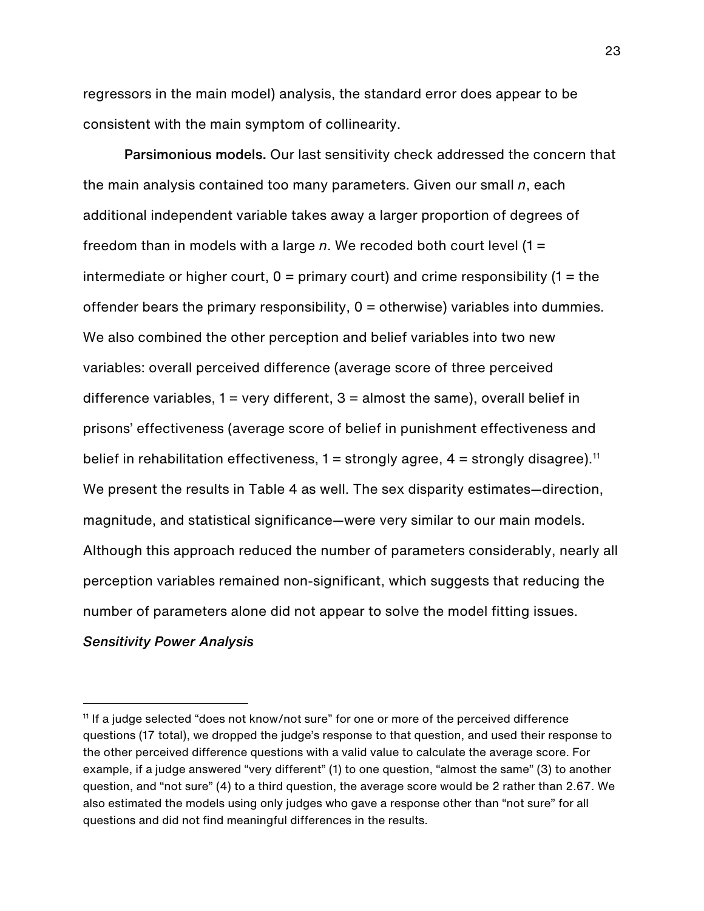regressors in the main model) analysis, the standard error does appear to be consistent with the main symptom of collinearity.

**Parsimonious models.** Our last sensitivity check addressed the concern that the main analysis contained too many parameters. Given our small *n*, each additional independent variable takes away a larger proportion of degrees of freedom than in models with a large *n*. We recoded both court level (1 = intermediate or higher court, 0 = primary court) and crime responsibility (1 = the offender bears the primary responsibility, 0 = otherwise) variables into dummies. We also combined the other perception and belief variables into two new variables: overall perceived difference (average score of three perceived difference variables, 1 = very different, 3 = almost the same), overall belief in prisons' effectiveness (average score of belief in punishment effectiveness and belief in rehabilitation effectiveness, 1 = strongly agree, 4 = strongly disagree).[11] We present the results in Table 4 as well. The sex disparity estimates—direction, magnitude, and statistical significance—were very similar to our main models. Although this approach reduced the number of parameters considerably, nearly all perception variables remained non-significant, which suggests that reducing the number of parameters alone did not appear to solve the model fitting issues.

### *Sensitivity Power Analysis*

[11] If a judge selected "does not know/not sure" for one or more of the perceived difference questions (17 total), we dropped the judge's response to that question, and used their response to the other perceived difference questions with a valid value to calculate the average score. For example, if a judge answered "very different" (1) to one question, "almost the same" (3) to another question, and "not sure" (4) to a third question, the average score would be 2 rather than 2.67. We also estimated the models using only judges who gave a response other than "not sure" for all questions and did not find meaningful differences in the results.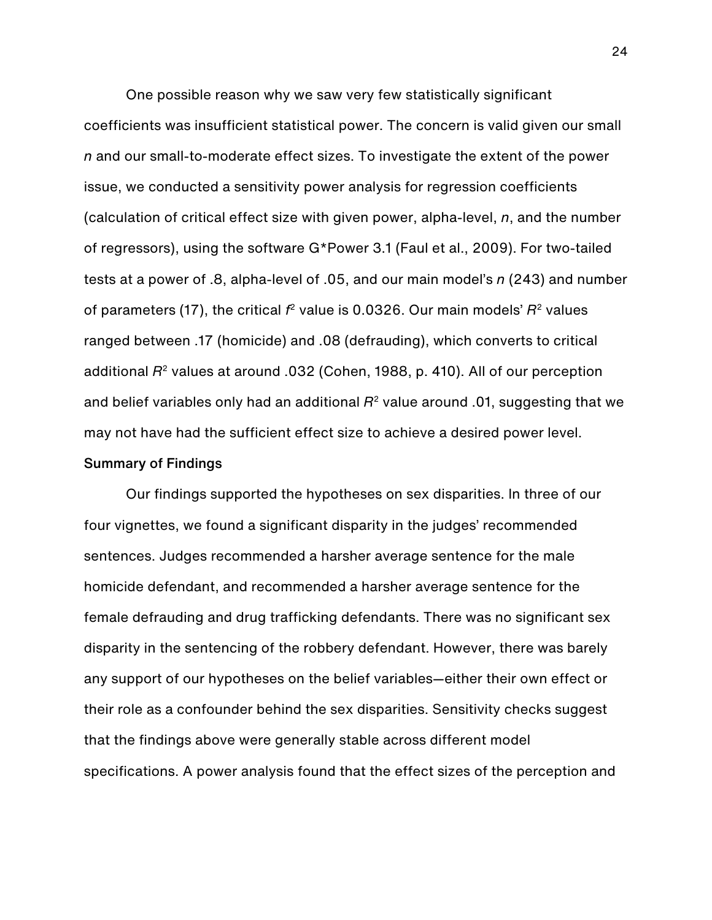One possible reason why we saw very few statistically significant coefficients was insufficient statistical power. The concern is valid given our small *n* and our small-to-moderate effect sizes. To investigate the extent of the power issue, we conducted a sensitivity power analysis for regression coefficients (calculation of critical effect size with given power, alpha-level, *n*, and the number of regressors), using the software G*Power 3.1 (Faul et al., 2009). For two-tailed tests at a power of .8, alpha-level of .05, and our main model's *n* (243) and number of parameters (17), the critical $f^2$ value is 0.0326. Our main models' $R^2$ values ranged between .17 (homicide) and .08 (defrauding), which converts to critical additional $R^2$ values at around .032 (Cohen, 1988, p. 410). All of our perception and belief variables only had an additional $R^2$ value around .01, suggesting that we may not have had the sufficient effect size to achieve a desired power level.

**Summary of Findings**

Our findings supported the hypotheses on sex disparities. In three of our four vignettes, we found a significant disparity in the judges' recommended sentences. Judges recommended a harsher average sentence for the male homicide defendant, and recommended a harsher average sentence for the female defrauding and drug trafficking defendants. There was no significant sex disparity in the sentencing of the robbery defendant. However, there was barely any support of our hypotheses on the belief variables—either their own effect or their role as a confounder behind the sex disparities. Sensitivity checks suggest that the findings above were generally stable across different model specifications. A power analysis found that the effect sizes of the perception and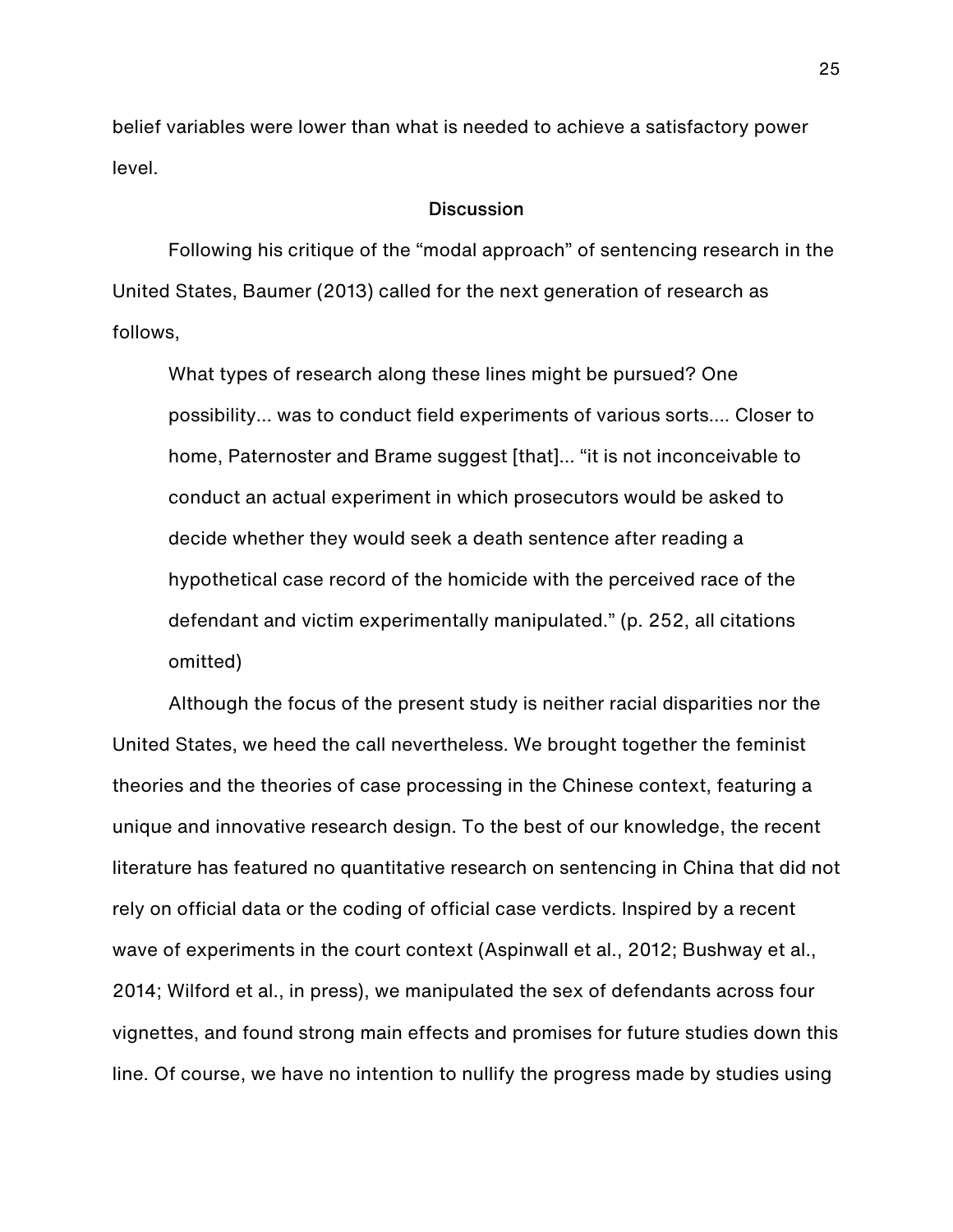belief variables were lower than what is needed to achieve a satisfactory power level.

## Discussion

Following his critique of the "modal approach" of sentencing research in the United States, Baumer (2013) called for the next generation of research as follows,

> What types of research along these lines might be pursued? One possibility... was to conduct field experiments of various sorts.... Closer to home, Paternoster and Brame suggest [that]... "it is not inconceivable to conduct an actual experiment in which prosecutors would be asked to decide whether they would seek a death sentence after reading a hypothetical case record of the homicide with the perceived race of the defendant and victim experimentally manipulated." (p. 252, all citations omitted)

Although the focus of the present study is neither racial disparities nor the United States, we heed the call nevertheless. We brought together the feminist theories and the theories of case processing in the Chinese context, featuring a unique and innovative research design. To the best of our knowledge, the recent literature has featured no quantitative research on sentencing in China that did not rely on official data or the coding of official case verdicts. Inspired by a recent wave of experiments in the court context (Aspinwall et al., 2012; Bushway et al., 2014; Wilford et al., in press), we manipulated the sex of defendants across four vignettes, and found strong main effects and promises for future studies down this line. Of course, we have no intention to nullify the progress made by studies using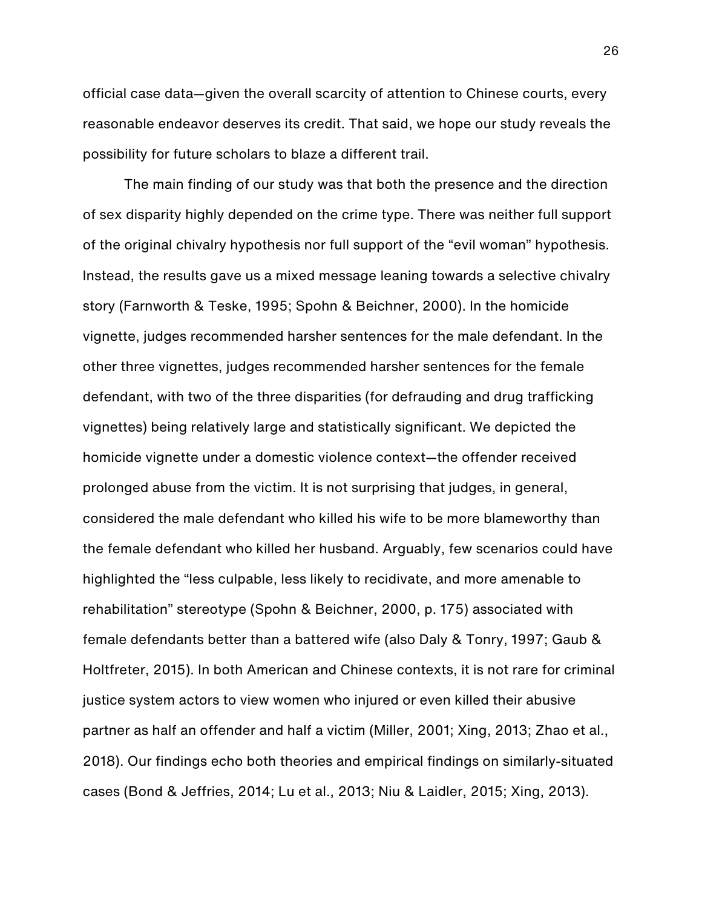official case data—given the overall scarcity of attention to Chinese courts, every reasonable endeavor deserves its credit. That said, we hope our study reveals the possibility for future scholars to blaze a different trail.

The main finding of our study was that both the presence and the direction of sex disparity highly depended on the crime type. There was neither full support of the original chivalry hypothesis nor full support of the "evil woman" hypothesis. Instead, the results gave us a mixed message leaning towards a selective chivalry story (Farnworth & Teske, 1995; Spohn & Beichner, 2000). In the homicide vignette, judges recommended harsher sentences for the male defendant. In the other three vignettes, judges recommended harsher sentences for the female defendant, with two of the three disparities (for defrauding and drug trafficking vignettes) being relatively large and statistically significant. We depicted the homicide vignette under a domestic violence context—the offender received prolonged abuse from the victim. It is not surprising that judges, in general, considered the male defendant who killed his wife to be more blameworthy than the female defendant who killed her husband. Arguably, few scenarios could have highlighted the "less culpable, less likely to recidivate, and more amenable to rehabilitation" stereotype (Spohn & Beichner, 2000, p. 175) associated with female defendants better than a battered wife (also Daly & Tonry, 1997; Gaub & Holtfreter, 2015). In both American and Chinese contexts, it is not rare for criminal justice system actors to view women who injured or even killed their abusive partner as half an offender and half a victim (Miller, 2001; Xing, 2013; Zhao et al., 2018). Our findings echo both theories and empirical findings on similarly-situated cases (Bond & Jeffries, 2014; Lu et al., 2013; Niu & Laidler, 2015; Xing, 2013).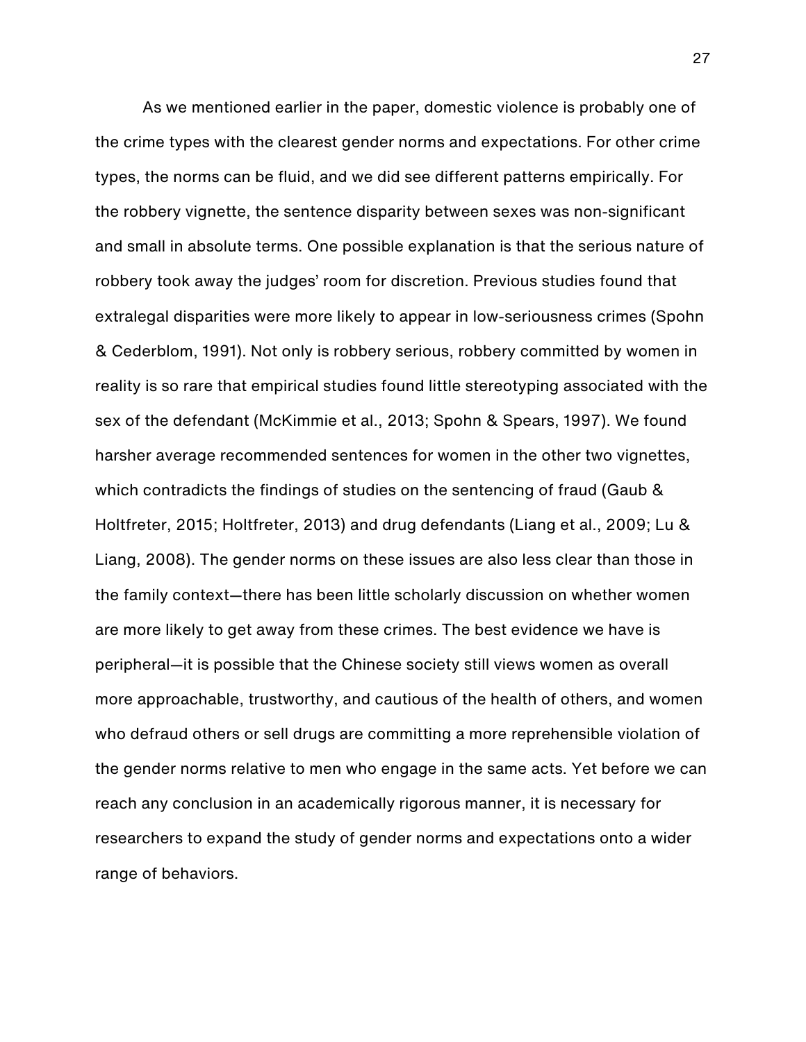As we mentioned earlier in the paper, domestic violence is probably one of the crime types with the clearest gender norms and expectations. For other crime types, the norms can be fluid, and we did see different patterns empirically. For the robbery vignette, the sentence disparity between sexes was non-significant and small in absolute terms. One possible explanation is that the serious nature of robbery took away the judges' room for discretion. Previous studies found that extralegal disparities were more likely to appear in low-seriousness crimes (Spohn & Cederblom, 1991). Not only is robbery serious, robbery committed by women in reality is so rare that empirical studies found little stereotyping associated with the sex of the defendant (McKimmie et al., 2013; Spohn & Spears, 1997). We found harsher average recommended sentences for women in the other two vignettes, which contradicts the findings of studies on the sentencing of fraud (Gaub & Holtfreter, 2015; Holtfreter, 2013) and drug defendants (Liang et al., 2009; Lu & Liang, 2008). The gender norms on these issues are also less clear than those in the family context—there has been little scholarly discussion on whether women are more likely to get away from these crimes. The best evidence we have is peripheral—it is possible that the Chinese society still views women as overall more approachable, trustworthy, and cautious of the health of others, and women who defraud others or sell drugs are committing a more reprehensible violation of the gender norms relative to men who engage in the same acts. Yet before we can reach any conclusion in an academically rigorous manner, it is necessary for researchers to expand the study of gender norms and expectations onto a wider range of behaviors.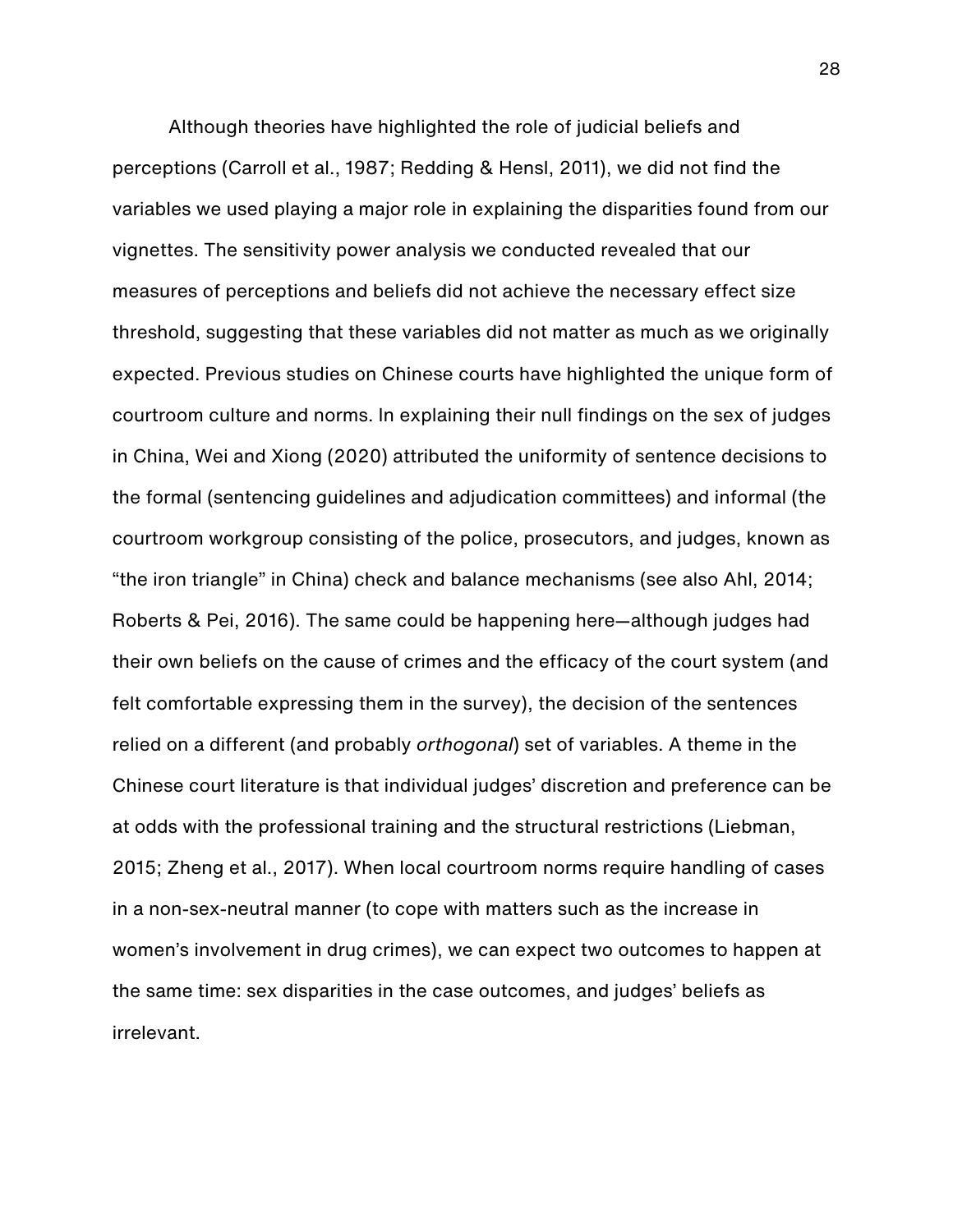Although theories have highlighted the role of judicial beliefs and perceptions (Carroll et al., 1987; Redding & Hensl, 2011), we did not find the variables we used playing a major role in explaining the disparities found from our vignettes. The sensitivity power analysis we conducted revealed that our measures of perceptions and beliefs did not achieve the necessary effect size threshold, suggesting that these variables did not matter as much as we originally expected. Previous studies on Chinese courts have highlighted the unique form of courtroom culture and norms. In explaining their null findings on the sex of judges in China, Wei and Xiong (2020) attributed the uniformity of sentence decisions to the formal (sentencing guidelines and adjudication committees) and informal (the courtroom workgroup consisting of the police, prosecutors, and judges, known as "the iron triangle" in China) check and balance mechanisms (see also Ahl, 2014; Roberts & Pei, 2016). The same could be happening here—although judges had their own beliefs on the cause of crimes and the efficacy of the court system (and felt comfortable expressing them in the survey), the decision of the sentences relied on a different (and probably *orthogonal*) set of variables. A theme in the Chinese court literature is that individual judges' discretion and preference can be at odds with the professional training and the structural restrictions (Liebman, 2015; Zheng et al., 2017). When local courtroom norms require handling of cases in a non-sex-neutral manner (to cope with matters such as the increase in women's involvement in drug crimes), we can expect two outcomes to happen at the same time: sex disparities in the case outcomes, and judges' beliefs as irrelevant.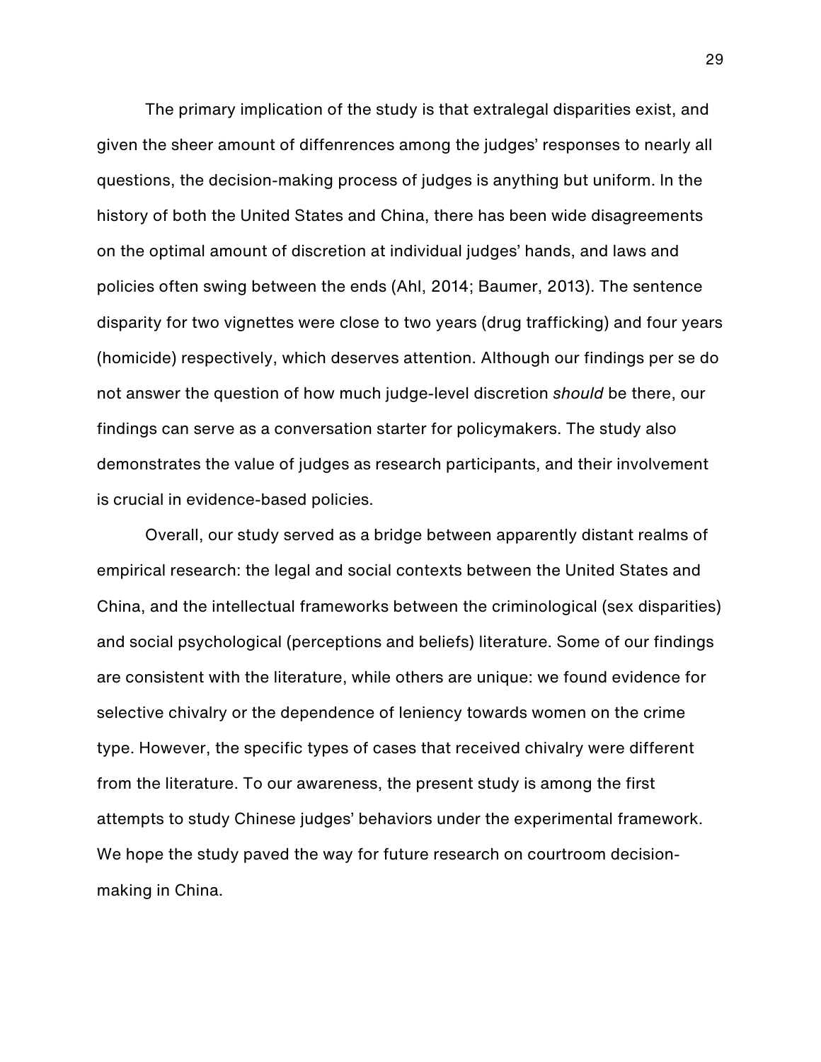The primary implication of the study is that extralegal disparities exist, and given the sheer amount of diffenrences among the judges' responses to nearly all questions, the decision-making process of judges is anything but uniform. In the history of both the United States and China, there has been wide disagreements on the optimal amount of discretion at individual judges' hands, and laws and policies often swing between the ends (Ahl, 2014; Baumer, 2013). The sentence disparity for two vignettes were close to two years (drug trafficking) and four years (homicide) respectively, which deserves attention. Although our findings per se do not answer the question of how much judge-level discretion *should* be there, our findings can serve as a conversation starter for policymakers. The study also demonstrates the value of judges as research participants, and their involvement is crucial in evidence-based policies.

Overall, our study served as a bridge between apparently distant realms of empirical research: the legal and social contexts between the United States and China, and the intellectual frameworks between the criminological (sex disparities) and social psychological (perceptions and beliefs) literature. Some of our findings are consistent with the literature, while others are unique: we found evidence for selective chivalry or the dependence of leniency towards women on the crime type. However, the specific types of cases that received chivalry were different from the literature. To our awareness, the present study is among the first attempts to study Chinese judges' behaviors under the experimental framework. We hope the study paved the way for future research on courtroom decision-making in China.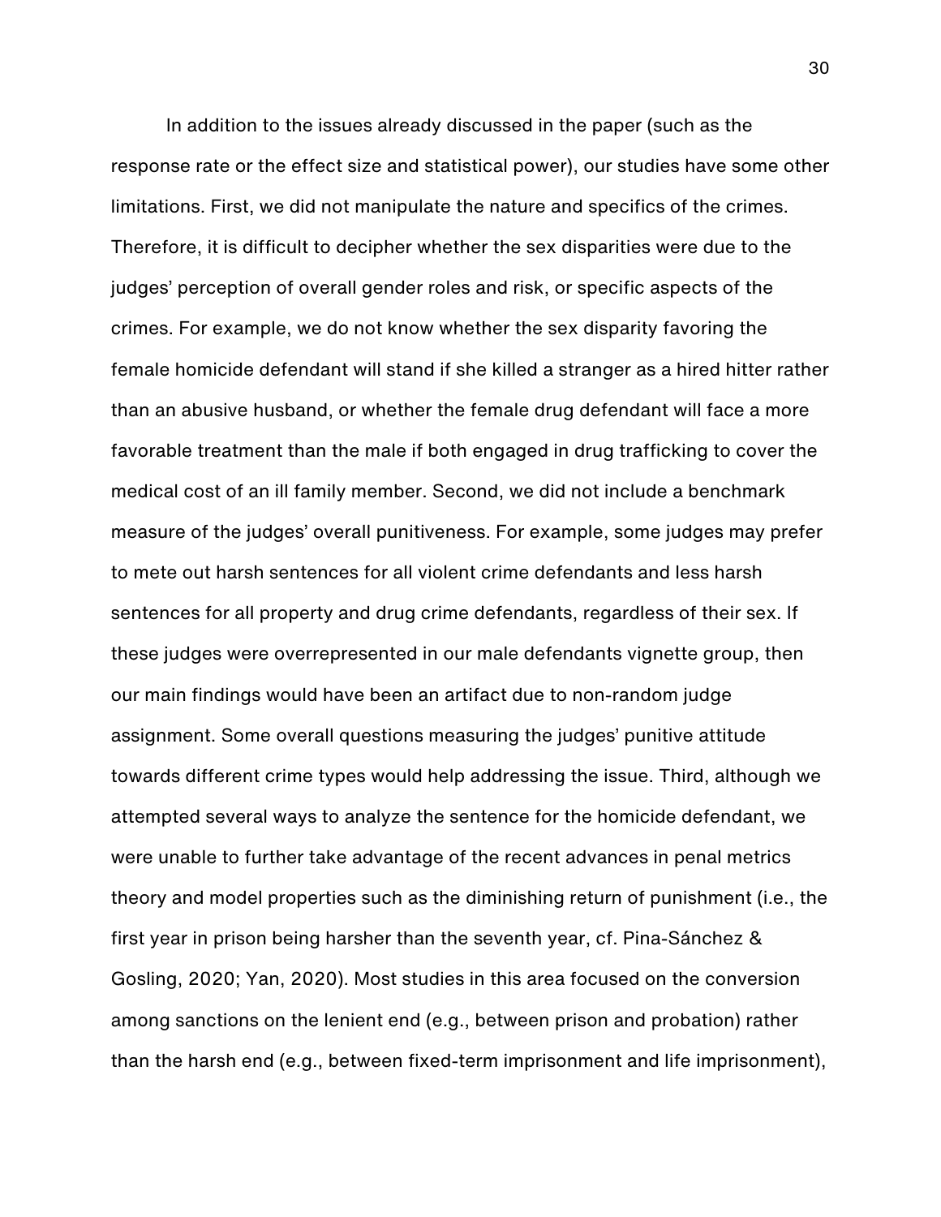In addition to the issues already discussed in the paper (such as the response rate or the effect size and statistical power), our studies have some other limitations. First, we did not manipulate the nature and specifics of the crimes. Therefore, it is difficult to decipher whether the sex disparities were due to the judges' perception of overall gender roles and risk, or specific aspects of the crimes. For example, we do not know whether the sex disparity favoring the female homicide defendant will stand if she killed a stranger as a hired hitter rather than an abusive husband, or whether the female drug defendant will face a more favorable treatment than the male if both engaged in drug trafficking to cover the medical cost of an ill family member. Second, we did not include a benchmark measure of the judges' overall punitiveness. For example, some judges may prefer to mete out harsh sentences for all violent crime defendants and less harsh sentences for all property and drug crime defendants, regardless of their sex. If these judges were overrepresented in our male defendants vignette group, then our main findings would have been an artifact due to non-random judge assignment. Some overall questions measuring the judges' punitive attitude towards different crime types would help addressing the issue. Third, although we attempted several ways to analyze the sentence for the homicide defendant, we were unable to further take advantage of the recent advances in penal metrics theory and model properties such as the diminishing return of punishment (i.e., the first year in prison being harsher than the seventh year, cf. Pina-Sánchez & Gosling, 2020; Yan, 2020). Most studies in this area focused on the conversion among sanctions on the lenient end (e.g., between prison and probation) rather than the harsh end (e.g., between fixed-term imprisonment and life imprisonment),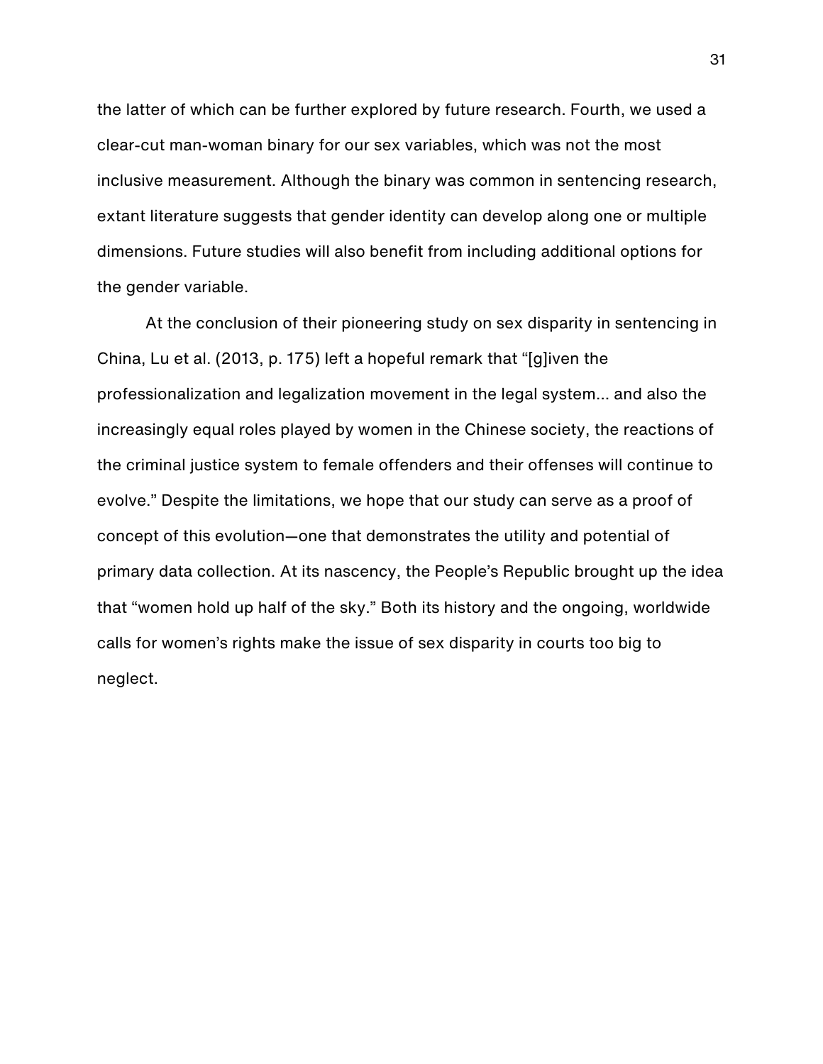the latter of which can be further explored by future research. Fourth, we used a clear-cut man-woman binary for our sex variables, which was not the most inclusive measurement. Although the binary was common in sentencing research, extant literature suggests that gender identity can develop along one or multiple dimensions. Future studies will also benefit from including additional options for the gender variable.

At the conclusion of their pioneering study on sex disparity in sentencing in China, Lu et al. (2013, p. 175) left a hopeful remark that "[g]iven the professionalization and legalization movement in the legal system... and also the increasingly equal roles played by women in the Chinese society, the reactions of the criminal justice system to female offenders and their offenses will continue to evolve." Despite the limitations, we hope that our study can serve as a proof of concept of this evolution—one that demonstrates the utility and potential of primary data collection. At its nascency, the People's Republic brought up the idea that "women hold up half of the sky." Both its history and the ongoing, worldwide calls for women's rights make the issue of sex disparity in courts too big to neglect.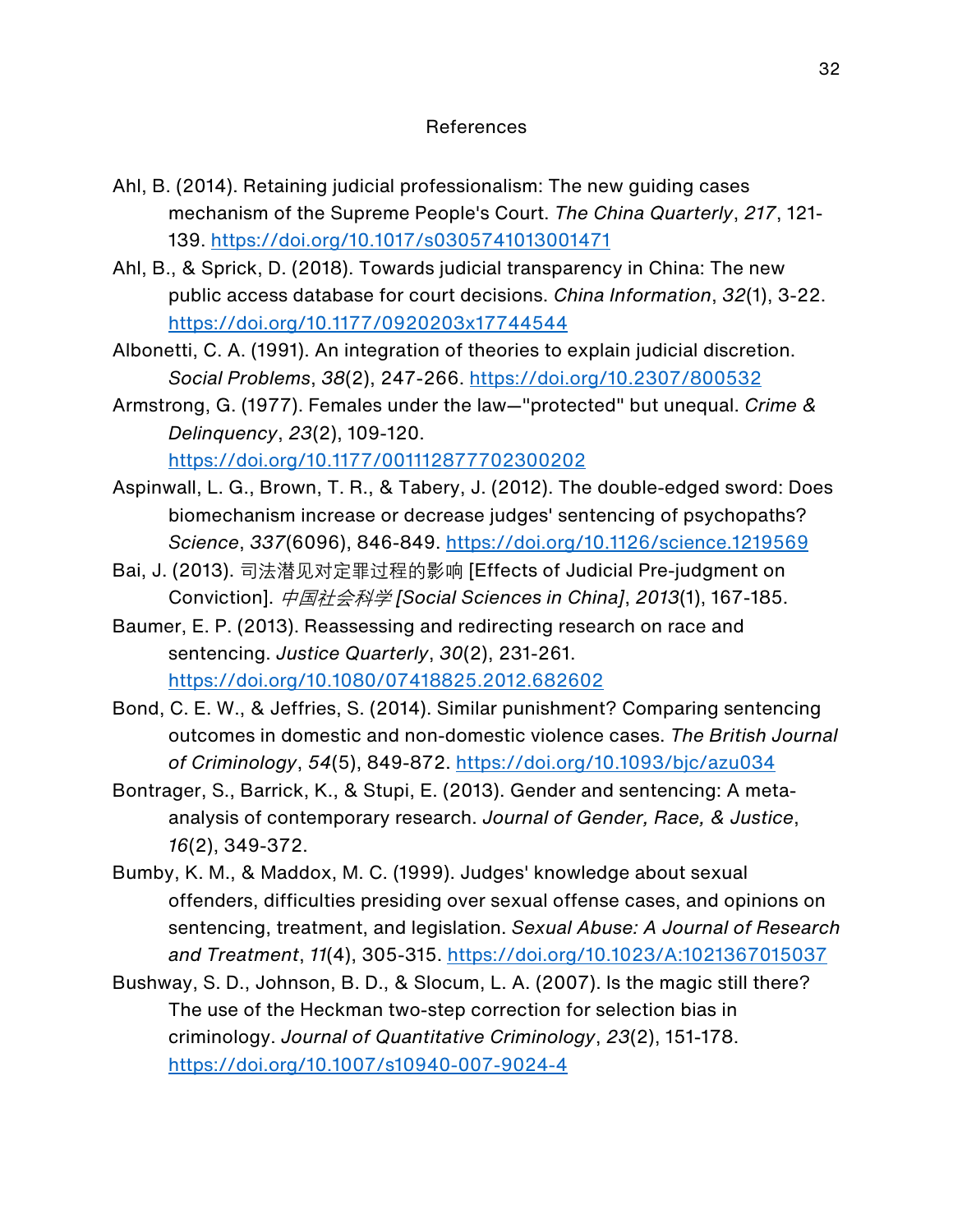# References

Ahl, B. (2014). Retaining judicial professionalism: The new guiding cases mechanism of the Supreme People's Court. *The China Quarterly*, *217*, 121-139. https://doi.org/10.1017/s0305741013001471

Ahl, B., & Sprick, D. (2018). Towards judicial transparency in China: The new public access database for court decisions. *China Information*, *32*(1), 3-22. https://doi.org/10.1177/0920203x17744544

Albonetti, C. A. (1991). An integration of theories to explain judicial discretion. *Social Problems*, *38*(2), 247-266. https://doi.org/10.2307/800532

Armstrong, G. (1977). Females under the law—"protected" but unequal. *Crime & Delinquency*, *23*(2), 109-120. https://doi.org/10.1177/001112877702300202

Aspinwall, L. G., Brown, T. R., & Tabery, J. (2012). The double-edged sword: Does biomechanism increase or decrease judges' sentencing of psychopaths? *Science*, *337*(6096), 846-849. https://doi.org/10.1126/science.1219569

Bai, J. (2013). 司法潜见对定罪过程的影响 [Effects of Judicial Pre-judgment on Conviction]. *中国社会科学 [Social Sciences in China]*, *2013*(1), 167-185.

Baumer, E. P. (2013). Reassessing and redirecting research on race and sentencing. *Justice Quarterly*, *30*(2), 231-261. https://doi.org/10.1080/07418825.2012.682602

Bond, C. E. W., & Jeffries, S. (2014). Similar punishment? Comparing sentencing outcomes in domestic and non-domestic violence cases. *The British Journal of Criminology*, *54*(5), 849-872. https://doi.org/10.1093/bjc/azu034

Bontrager, S., Barrick, K., & Stupi, E. (2013). Gender and sentencing: A meta-analysis of contemporary research. *Journal of Gender, Race, & Justice*, *16*(2), 349-372.

Bumby, K. M., & Maddox, M. C. (1999). Judges' knowledge about sexual offenders, difficulties presiding over sexual offense cases, and opinions on sentencing, treatment, and legislation. *Sexual Abuse: A Journal of Research and Treatment*, *11*(4), 305-315. https://doi.org/10.1023/A:1021367015037

Bushway, S. D., Johnson, B. D., & Slocum, L. A. (2007). Is the magic still there? The use of the Heckman two-step correction for selection bias in criminology. *Journal of Quantitative Criminology*, *23*(2), 151-178. https://doi.org/10.1007/s10940-007-9024-4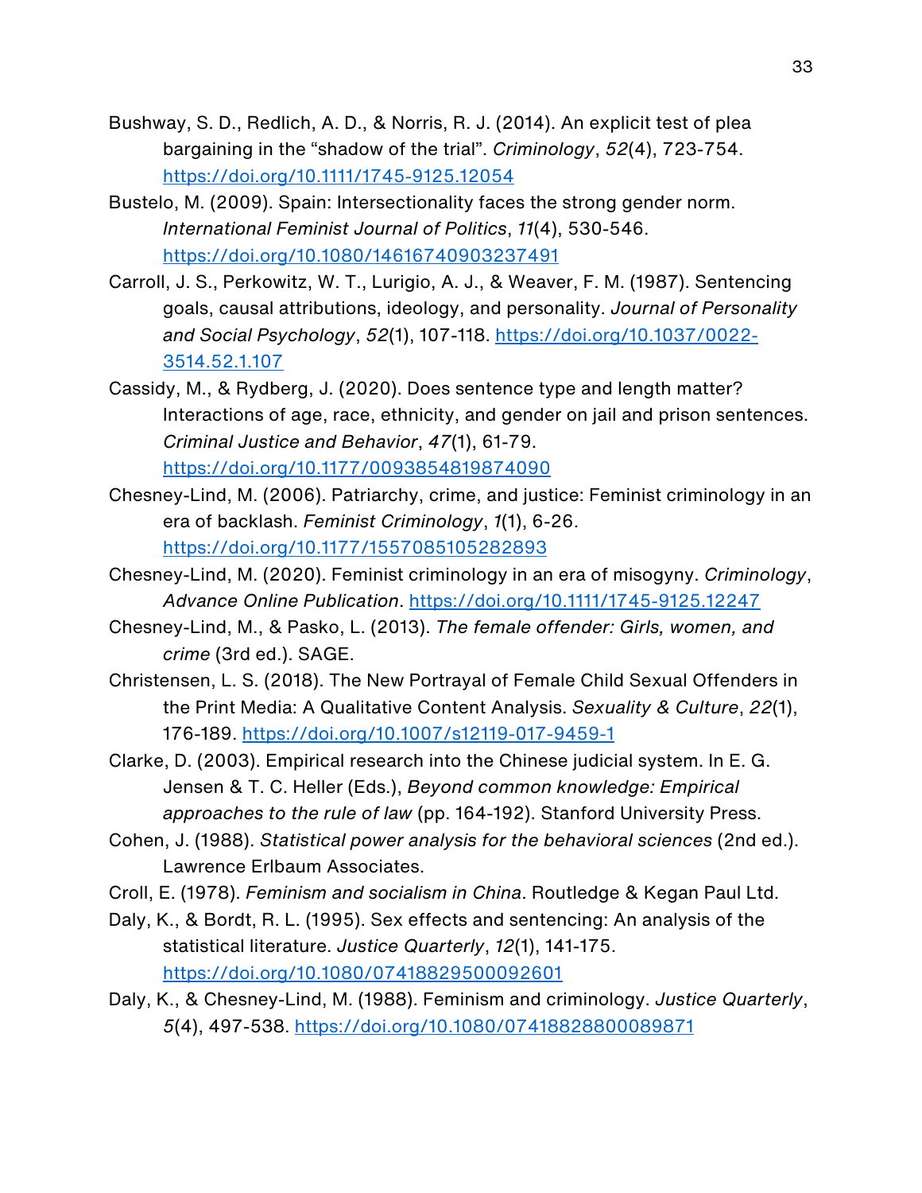Bushway, S. D., Redlich, A. D., & Norris, R. J. (2014). An explicit test of plea bargaining in the "shadow of the trial". *Criminology*, *52*(4), 723-754. https://doi.org/10.1111/1745-9125.12054

Bustelo, M. (2009). Spain: Intersectionality faces the strong gender norm. *International Feminist Journal of Politics*, *11*(4), 530-546. https://doi.org/10.1080/14616740903237491

Carroll, J. S., Perkowitz, W. T., Lurigio, A. J., & Weaver, F. M. (1987). Sentencing goals, causal attributions, ideology, and personality. *Journal of Personality and Social Psychology*, *52*(1), 107-118. https://doi.org/10.1037/0022-3514.52.1.107

Cassidy, M., & Rydberg, J. (2020). Does sentence type and length matter? Interactions of age, race, ethnicity, and gender on jail and prison sentences. *Criminal Justice and Behavior*, *47*(1), 61-79. https://doi.org/10.1177/0093854819874090

Chesney-Lind, M. (2006). Patriarchy, crime, and justice: Feminist criminology in an era of backlash. *Feminist Criminology*, *1*(1), 6-26. https://doi.org/10.1177/1557085105282893

Chesney-Lind, M. (2020). Feminist criminology in an era of misogyny. *Criminology*, *Advance Online Publication*. https://doi.org/10.1111/1745-9125.12247

Chesney-Lind, M., & Pasko, L. (2013). *The female offender: Girls, women, and crime* (3rd ed.). SAGE.

Christensen, L. S. (2018). The New Portrayal of Female Child Sexual Offenders in the Print Media: A Qualitative Content Analysis. *Sexuality & Culture*, *22*(1), 176-189. https://doi.org/10.1007/s12119-017-9459-1

Clarke, D. (2003). Empirical research into the Chinese judicial system. In E. G. Jensen & T. C. Heller (Eds.), *Beyond common knowledge: Empirical approaches to the rule of law* (pp. 164-192). Stanford University Press.

Cohen, J. (1988). *Statistical power analysis for the behavioral sciences* (2nd ed.). Lawrence Erlbaum Associates.

Croll, E. (1978). *Feminism and socialism in China*. Routledge & Kegan Paul Ltd.

Daly, K., & Bordt, R. L. (1995). Sex effects and sentencing: An analysis of the statistical literature. *Justice Quarterly*, *12*(1), 141-175. https://doi.org/10.1080/07418829500092601

Daly, K., & Chesney-Lind, M. (1988). Feminism and criminology. *Justice Quarterly*, *5*(4), 497-538. https://doi.org/10.1080/07418828800089871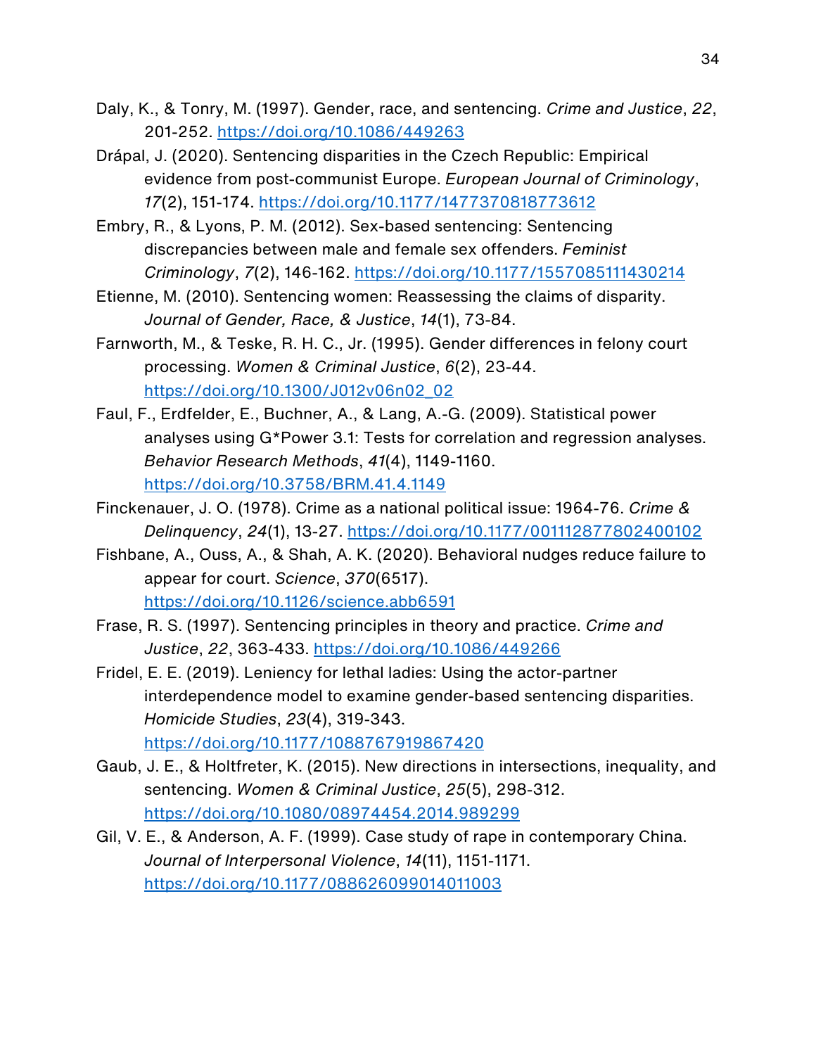Daly, K., & Tonry, M. (1997). Gender, race, and sentencing. *Crime and Justice*, *22*, 201-252. https://doi.org/10.1086/449263

Drápal, J. (2020). Sentencing disparities in the Czech Republic: Empirical evidence from post-communist Europe. *European Journal of Criminology*, *17*(2), 151-174. https://doi.org/10.1177/1477370818773612

Embry, R., & Lyons, P. M. (2012). Sex-based sentencing: Sentencing discrepancies between male and female sex offenders. *Feminist Criminology*, *7*(2), 146-162. https://doi.org/10.1177/1557085111430214

Etienne, M. (2010). Sentencing women: Reassessing the claims of disparity. *Journal of Gender, Race, & Justice*, *14*(1), 73-84.

Farnworth, M., & Teske, R. H. C., Jr. (1995). Gender differences in felony court processing. *Women & Criminal Justice*, *6*(2), 23-44. https://doi.org/10.1300/J012v06n02_02

Faul, F., Erdfelder, E., Buchner, A., & Lang, A.-G. (2009). Statistical power analyses using G*Power 3.1: Tests for correlation and regression analyses. *Behavior Research Methods*, *41*(4), 1149-1160. https://doi.org/10.3758/BRM.41.4.1149

Finckenauer, J. O. (1978). Crime as a national political issue: 1964-76. *Crime & Delinquency*, *24*(1), 13-27. https://doi.org/10.1177/001112877802400102

Fishbane, A., Ouss, A., & Shah, A. K. (2020). Behavioral nudges reduce failure to appear for court. *Science*, *370*(6517). https://doi.org/10.1126/science.abb6591

Frase, R. S. (1997). Sentencing principles in theory and practice. *Crime and Justice*, *22*, 363-433. https://doi.org/10.1086/449266

Fridel, E. E. (2019). Leniency for lethal ladies: Using the actor-partner interdependence model to examine gender-based sentencing disparities. *Homicide Studies*, *23*(4), 319-343. https://doi.org/10.1177/1088767919867420

Gaub, J. E., & Holtfreter, K. (2015). New directions in intersections, inequality, and sentencing. *Women & Criminal Justice*, *25*(5), 298-312. https://doi.org/10.1080/08974454.2014.989299

Gil, V. E., & Anderson, A. F. (1999). Case study of rape in contemporary China. *Journal of Interpersonal Violence*, *14*(11), 1151-1171. https://doi.org/10.1177/088626099014011003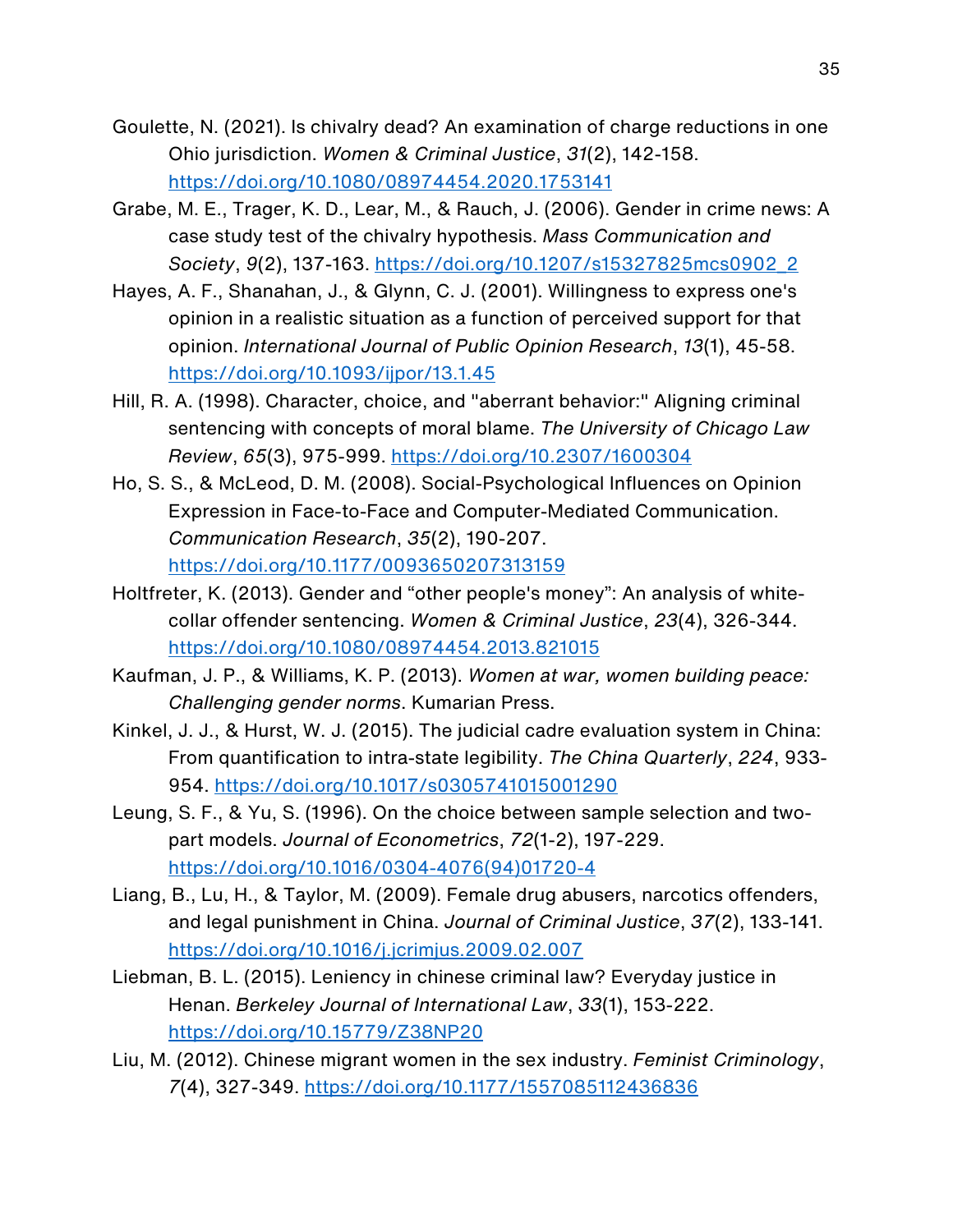Goulette, N. (2021). Is chivalry dead? An examination of charge reductions in one Ohio jurisdiction. *Women & Criminal Justice*, *31*(2), 142-158. https://doi.org/10.1080/08974454.2020.1753141

Grabe, M. E., Trager, K. D., Lear, M., & Rauch, J. (2006). Gender in crime news: A case study test of the chivalry hypothesis. *Mass Communication and Society*, *9*(2), 137-163. https://doi.org/10.1207/s15327825mcs0902_2

Hayes, A. F., Shanahan, J., & Glynn, C. J. (2001). Willingness to express one's opinion in a realistic situation as a function of perceived support for that opinion. *International Journal of Public Opinion Research*, *13*(1), 45-58. https://doi.org/10.1093/ijpor/13.1.45

Hill, R. A. (1998). Character, choice, and "aberrant behavior:" Aligning criminal sentencing with concepts of moral blame. *The University of Chicago Law Review*, *65*(3), 975-999. https://doi.org/10.2307/1600304

Ho, S. S., & McLeod, D. M. (2008). Social-Psychological Influences on Opinion Expression in Face-to-Face and Computer-Mediated Communication. *Communication Research*, *35*(2), 190-207. https://doi.org/10.1177/0093650207313159

Holtfreter, K. (2013). Gender and "other people's money": An analysis of white-collar offender sentencing. *Women & Criminal Justice*, *23*(4), 326-344. https://doi.org/10.1080/08974454.2013.821015

Kaufman, J. P., & Williams, K. P. (2013). *Women at war, women building peace: Challenging gender norms*. Kumarian Press.

Kinkel, J. J., & Hurst, W. J. (2015). The judicial cadre evaluation system in China: From quantification to intra-state legibility. *The China Quarterly*, *224*, 933-954. https://doi.org/10.1017/s0305741015001290

Leung, S. F., & Yu, S. (1996). On the choice between sample selection and two-part models. *Journal of Econometrics*, *72*(1-2), 197-229. https://doi.org/10.1016/0304-4076(94)01720-4

Liang, B., Lu, H., & Taylor, M. (2009). Female drug abusers, narcotics offenders, and legal punishment in China. *Journal of Criminal Justice*, *37*(2), 133-141. https://doi.org/10.1016/j.jcrimjus.2009.02.007

Liebman, B. L. (2015). Leniency in chinese criminal law? Everyday justice in Henan. *Berkeley Journal of International Law*, *33*(1), 153-222. https://doi.org/10.15779/Z38NP20

Liu, M. (2012). Chinese migrant women in the sex industry. *Feminist Criminology*, *7*(4), 327-349. https://doi.org/10.1177/1557085112436836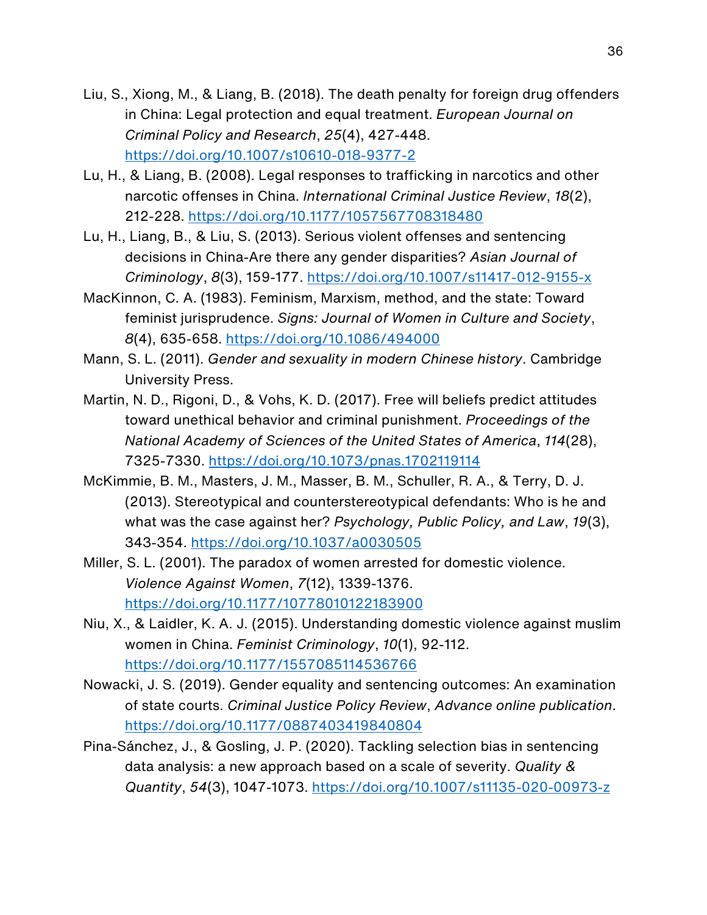Liu, S., Xiong, M., & Liang, B. (2018). The death penalty for foreign drug offenders in China: Legal protection and equal treatment. *European Journal on Criminal Policy and Research*, *25*(4), 427-448. https://doi.org/10.1007/s10610-018-9377-2

Lu, H., & Liang, B. (2008). Legal responses to trafficking in narcotics and other narcotic offenses in China. *International Criminal Justice Review*, *18*(2), 212-228. https://doi.org/10.1177/1057567708318480

Lu, H., Liang, B., & Liu, S. (2013). Serious violent offenses and sentencing decisions in China-Are there any gender disparities? *Asian Journal of Criminology*, *8*(3), 159-177. https://doi.org/10.1007/s11417-012-9155-x

MacKinnon, C. A. (1983). Feminism, Marxism, method, and the state: Toward feminist jurisprudence. *Signs: Journal of Women in Culture and Society*, *8*(4), 635-658. https://doi.org/10.1086/494000

Mann, S. L. (2011). *Gender and sexuality in modern Chinese history*. Cambridge University Press.

Martin, N. D., Rigoni, D., & Vohs, K. D. (2017). Free will beliefs predict attitudes toward unethical behavior and criminal punishment. *Proceedings of the National Academy of Sciences of the United States of America*, *114*(28), 7325-7330. https://doi.org/10.1073/pnas.1702119114

McKimmie, B. M., Masters, J. M., Masser, B. M., Schuller, R. A., & Terry, D. J. (2013). Stereotypical and counterstereotypical defendants: Who is he and what was the case against her? *Psychology, Public Policy, and Law*, *19*(3), 343-354. https://doi.org/10.1037/a0030505

Miller, S. L. (2001). The paradox of women arrested for domestic violence. *Violence Against Women*, *7*(12), 1339-1376. https://doi.org/10.1177/10778010122183900

Niu, X., & Laidler, K. A. J. (2015). Understanding domestic violence against muslim women in China. *Feminist Criminology*, *10*(1), 92-112. https://doi.org/10.1177/1557085114536766

Nowacki, J. S. (2019). Gender equality and sentencing outcomes: An examination of state courts. *Criminal Justice Policy Review*, *Advance online publication*. https://doi.org/10.1177/0887403419840804

Pina-Sánchez, J., & Gosling, J. P. (2020). Tackling selection bias in sentencing data analysis: a new approach based on a scale of severity. *Quality & Quantity*, *54*(3), 1047-1073. https://doi.org/10.1007/s11135-020-00973-z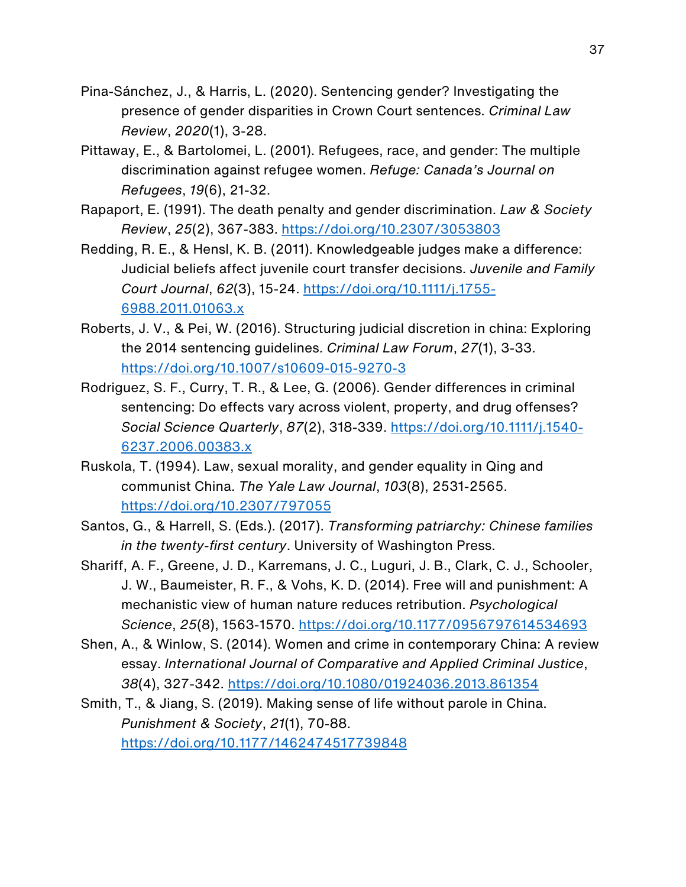Pina-Sánchez, J., & Harris, L. (2020). Sentencing gender? Investigating the presence of gender disparities in Crown Court sentences. *Criminal Law Review*, *2020*(1), 3-28.

Pittaway, E., & Bartolomei, L. (2001). Refugees, race, and gender: The multiple discrimination against refugee women. *Refuge: Canada's Journal on Refugees*, *19*(6), 21-32.

Rapaport, E. (1991). The death penalty and gender discrimination. *Law & Society Review*, *25*(2), 367-383. https://doi.org/10.2307/3053803

Redding, R. E., & Hensl, K. B. (2011). Knowledgeable judges make a difference: Judicial beliefs affect juvenile court transfer decisions. *Juvenile and Family Court Journal*, *62*(3), 15-24. https://doi.org/10.1111/j.1755-6988.2011.01063.x

Roberts, J. V., & Pei, W. (2016). Structuring judicial discretion in china: Exploring the 2014 sentencing guidelines. *Criminal Law Forum*, *27*(1), 3-33. https://doi.org/10.1007/s10609-015-9270-3

Rodriguez, S. F., Curry, T. R., & Lee, G. (2006). Gender differences in criminal sentencing: Do effects vary across violent, property, and drug offenses? *Social Science Quarterly*, *87*(2), 318-339. https://doi.org/10.1111/j.1540-6237.2006.00383.x

Ruskola, T. (1994). Law, sexual morality, and gender equality in Qing and communist China. *The Yale Law Journal*, *103*(8), 2531-2565. https://doi.org/10.2307/797055

Santos, G., & Harrell, S. (Eds.). (2017). *Transforming patriarchy: Chinese families in the twenty-first century*. University of Washington Press.

Shariff, A. F., Greene, J. D., Karremans, J. C., Luguri, J. B., Clark, C. J., Schooler, J. W., Baumeister, R. F., & Vohs, K. D. (2014). Free will and punishment: A mechanistic view of human nature reduces retribution. *Psychological Science*, *25*(8), 1563-1570. https://doi.org/10.1177/0956797614534693

Shen, A., & Winlow, S. (2014). Women and crime in contemporary China: A review essay. *International Journal of Comparative and Applied Criminal Justice*, *38*(4), 327-342. https://doi.org/10.1080/01924036.2013.861354

Smith, T., & Jiang, S. (2019). Making sense of life without parole in China. *Punishment & Society*, *21*(1), 70-88. https://doi.org/10.1177/1462474517739848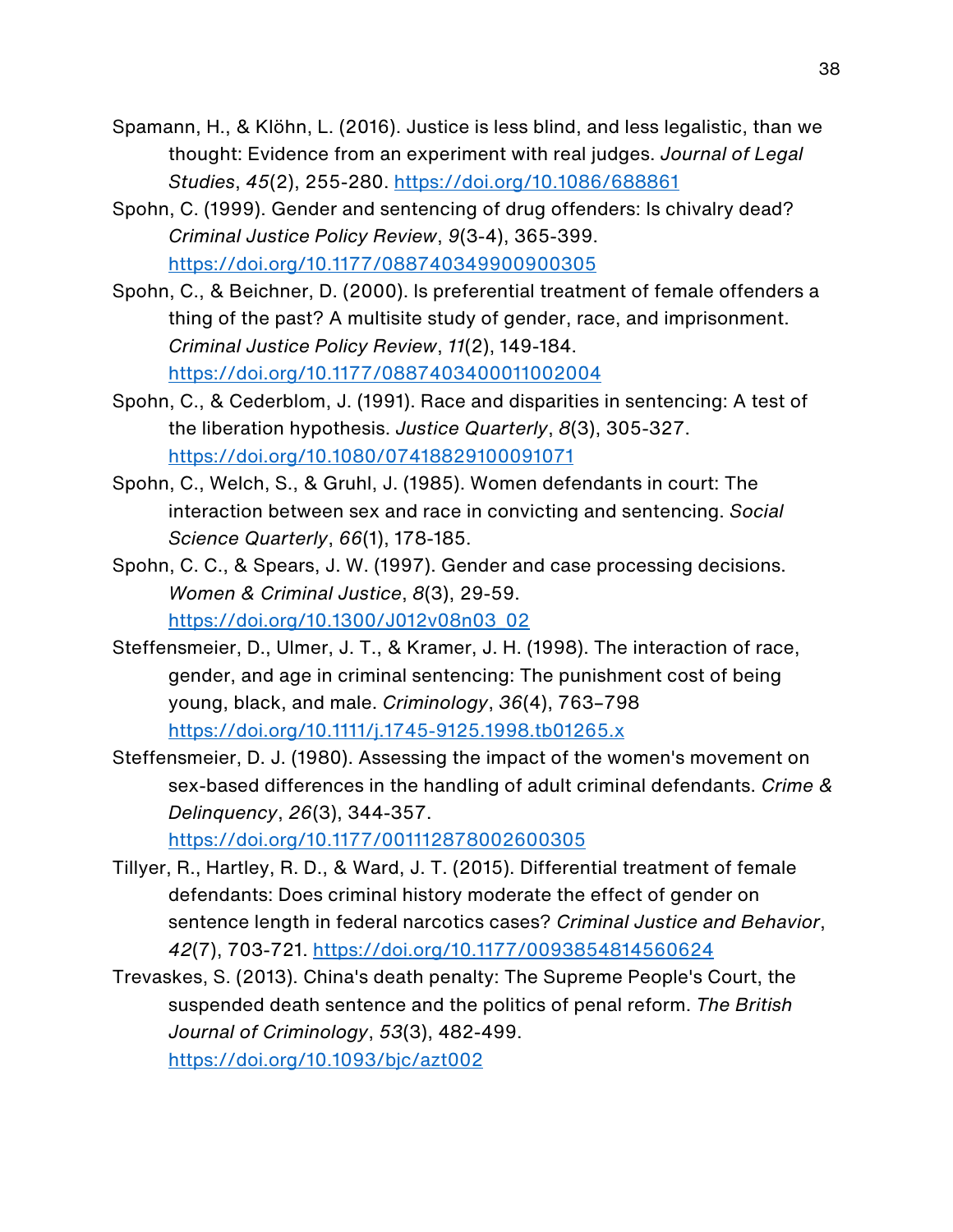Spamann, H., & Klöhn, L. (2016). Justice is less blind, and less legalistic, than we thought: Evidence from an experiment with real judges. *Journal of Legal Studies*, *45*(2), 255-280. https://doi.org/10.1086/688861

Spohn, C. (1999). Gender and sentencing of drug offenders: Is chivalry dead? *Criminal Justice Policy Review*, *9*(3-4), 365-399. https://doi.org/10.1177/088740349900900305

Spohn, C., & Beichner, D. (2000). Is preferential treatment of female offenders a thing of the past? A multisite study of gender, race, and imprisonment. *Criminal Justice Policy Review*, *11*(2), 149-184. https://doi.org/10.1177/0887403400011002004

Spohn, C., & Cederblom, J. (1991). Race and disparities in sentencing: A test of the liberation hypothesis. *Justice Quarterly*, *8*(3), 305-327. https://doi.org/10.1080/07418829100091071

Spohn, C., Welch, S., & Gruhl, J. (1985). Women defendants in court: The interaction between sex and race in convicting and sentencing. *Social Science Quarterly*, *66*(1), 178-185.

Spohn, C. C., & Spears, J. W. (1997). Gender and case processing decisions. *Women & Criminal Justice*, *8*(3), 29-59. https://doi.org/10.1300/J012v08n03_02

Steffensmeier, D., Ulmer, J. T., & Kramer, J. H. (1998). The interaction of race, gender, and age in criminal sentencing: The punishment cost of being young, black, and male. *Criminology*, *36*(4), 763–798 https://doi.org/10.1111/j.1745-9125.1998.tb01265.x

Steffensmeier, D. J. (1980). Assessing the impact of the women's movement on sex-based differences in the handling of adult criminal defendants. *Crime & Delinquency*, *26*(3), 344-357. https://doi.org/10.1177/001112878002600305

Tillyer, R., Hartley, R. D., & Ward, J. T. (2015). Differential treatment of female defendants: Does criminal history moderate the effect of gender on sentence length in federal narcotics cases? *Criminal Justice and Behavior*, *42*(7), 703-721. https://doi.org/10.1177/0093854814560624

Trevaskes, S. (2013). China's death penalty: The Supreme People's Court, the suspended death sentence and the politics of penal reform. *The British Journal of Criminology*, *53*(3), 482-499. https://doi.org/10.1093/bjc/azt002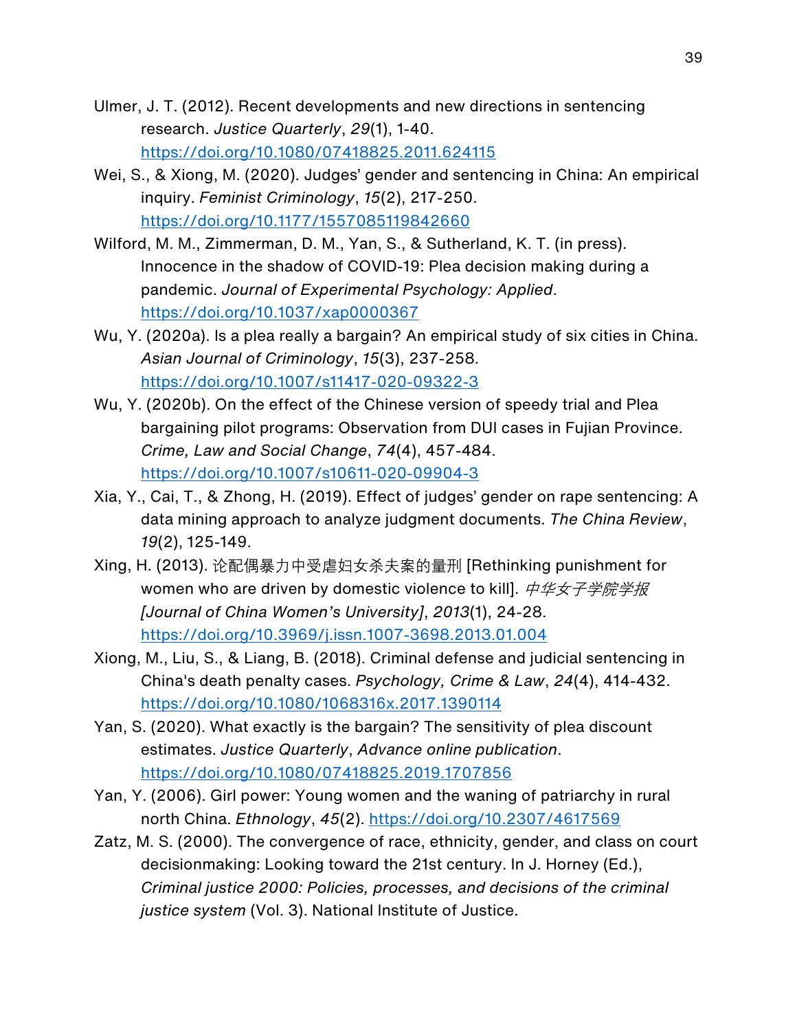Ulmer, J. T. (2012). Recent developments and new directions in sentencing research. *Justice Quarterly*, *29*(1), 1-40. https://doi.org/10.1080/07418825.2011.624115

Wei, S., & Xiong, M. (2020). Judges' gender and sentencing in China: An empirical inquiry. *Feminist Criminology*, *15*(2), 217-250. https://doi.org/10.1177/1557085119842660

Wilford, M. M., Zimmerman, D. M., Yan, S., & Sutherland, K. T. (in press). Innocence in the shadow of COVID-19: Plea decision making during a pandemic. *Journal of Experimental Psychology: Applied*. https://doi.org/10.1037/xap0000367

Wu, Y. (2020a). Is a plea really a bargain? An empirical study of six cities in China. *Asian Journal of Criminology*, *15*(3), 237-258. https://doi.org/10.1007/s11417-020-09322-3

Wu, Y. (2020b). On the effect of the Chinese version of speedy trial and Plea bargaining pilot programs: Observation from DUI cases in Fujian Province. *Crime, Law and Social Change*, *74*(4), 457-484. https://doi.org/10.1007/s10611-020-09904-3

Xia, Y., Cai, T., & Zhong, H. (2019). Effect of judges' gender on rape sentencing: A data mining approach to analyze judgment documents. *The China Review*, *19*(2), 125-149.

Xing, H. (2013). 论配偶暴力中受虐妇女杀夫案的量刑 [Rethinking punishment for women who are driven by domestic violence to kill]. *中华女子学院学报 [Journal of China Women's University]*, *2013*(1), 24-28. https://doi.org/10.3969/j.issn.1007-3698.2013.01.004

Xiong, M., Liu, S., & Liang, B. (2018). Criminal defense and judicial sentencing in China's death penalty cases. *Psychology, Crime & Law*, *24*(4), 414-432. https://doi.org/10.1080/1068316x.2017.1390114

Yan, S. (2020). What exactly is the bargain? The sensitivity of plea discount estimates. *Justice Quarterly*, *Advance online publication*. https://doi.org/10.1080/07418825.2019.1707856

Yan, Y. (2006). Girl power: Young women and the waning of patriarchy in rural north China. *Ethnology*, *45*(2). https://doi.org/10.2307/4617569

Zatz, M. S. (2000). The convergence of race, ethnicity, gender, and class on court decisionmaking: Looking toward the 21st century. In J. Horney (Ed.), *Criminal justice 2000: Policies, processes, and decisions of the criminal justice system* (Vol. 3). National Institute of Justice.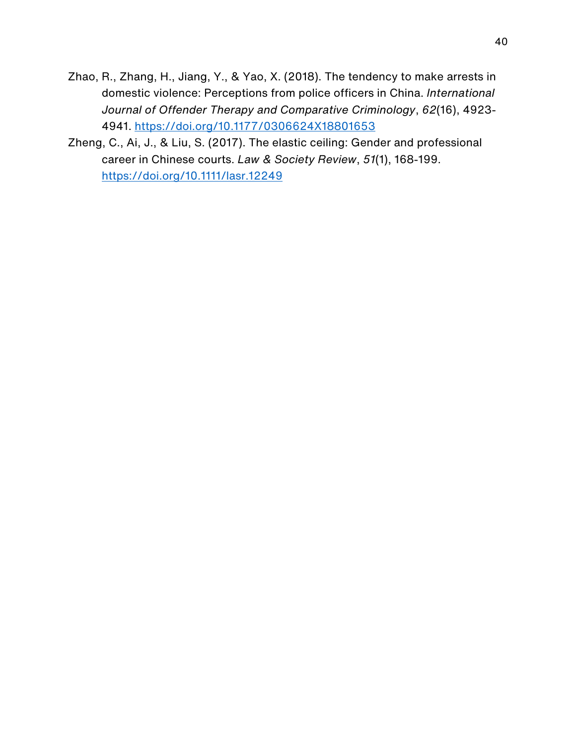Zhao, R., Zhang, H., Jiang, Y., & Yao, X. (2018). The tendency to make arrests in domestic violence: Perceptions from police officers in China. *International Journal of Offender Therapy and Comparative Criminology*, *62*(16), 4923-4941. https://doi.org/10.1177/0306624X18801653

Zheng, C., Ai, J., & Liu, S. (2017). The elastic ceiling: Gender and professional career in Chinese courts. *Law & Society Review*, *51*(1), 168-199. https://doi.org/10.1111/lasr.12249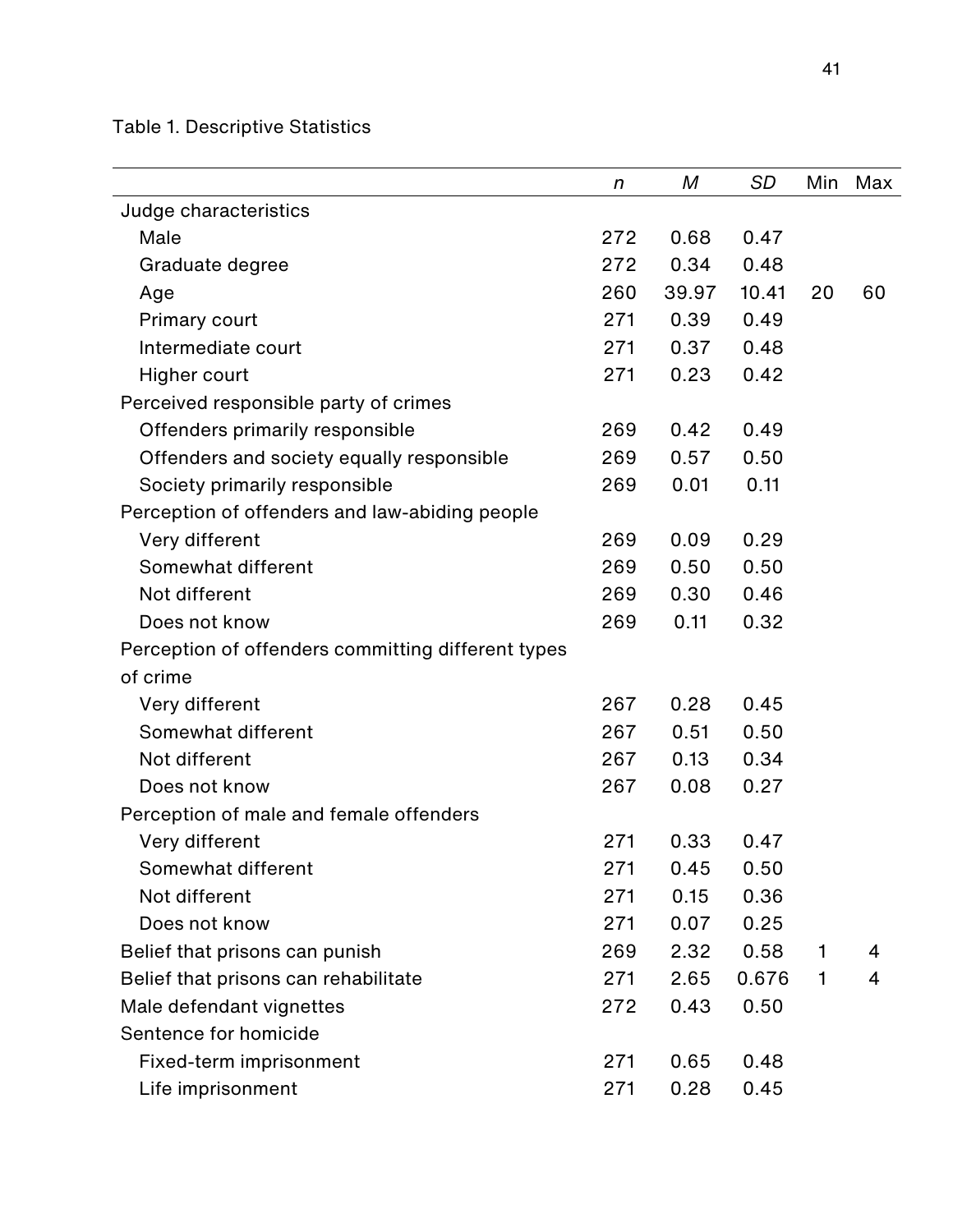Table 1. Descriptive Statistics

| | *n* | *M* | *SD* | Min | Max |
|---|---|---|---|---|---|
| Judge characteristics | | | | | |
| Male | 272 | 0.68 | 0.47 | | |
| Graduate degree | 272 | 0.34 | 0.48 | | |
| Age | 260 | 39.97 | 10.41 | 20 | 60 |
| Primary court | 271 | 0.39 | 0.49 | | |
| Intermediate court | 271 | 0.37 | 0.48 | | |
| Higher court | 271 | 0.23 | 0.42 | | |
| Perceived responsible party of crimes | | | | | |
| Offenders primarily responsible | 269 | 0.42 | 0.49 | | |
| Offenders and society equally responsible | 269 | 0.57 | 0.50 | | |
| Society primarily responsible | 269 | 0.01 | 0.11 | | |
| Perception of offenders and law-abiding people | | | | | |
| Very different | 269 | 0.09 | 0.29 | | |
| Somewhat different | 269 | 0.50 | 0.50 | | |
| Not different | 269 | 0.30 | 0.46 | | |
| Does not know | 269 | 0.11 | 0.32 | | |
| Perception of offenders committing different types of crime | | | | | |
| Very different | 267 | 0.28 | 0.45 | | |
| Somewhat different | 267 | 0.51 | 0.50 | | |
| Not different | 267 | 0.13 | 0.34 | | |
| Does not know | 267 | 0.08 | 0.27 | | |
| Perception of male and female offenders | | | | | |
| Very different | 271 | 0.33 | 0.47 | | |
| Somewhat different | 271 | 0.45 | 0.50 | | |
| Not different | 271 | 0.15 | 0.36 | | |
| Does not know | 271 | 0.07 | 0.25 | | |
| Belief that prisons can punish | 269 | 2.32 | 0.58 | 1 | 4 |
| Belief that prisons can rehabilitate | 271 | 2.65 | 0.676 | 1 | 4 |
| Male defendant vignettes | 272 | 0.43 | 0.50 | | |
| Sentence for homicide | | | | | |
| Fixed-term imprisonment | 271 | 0.65 | 0.48 | | |
| Life imprisonment | 271 | 0.28 | 0.45 | | |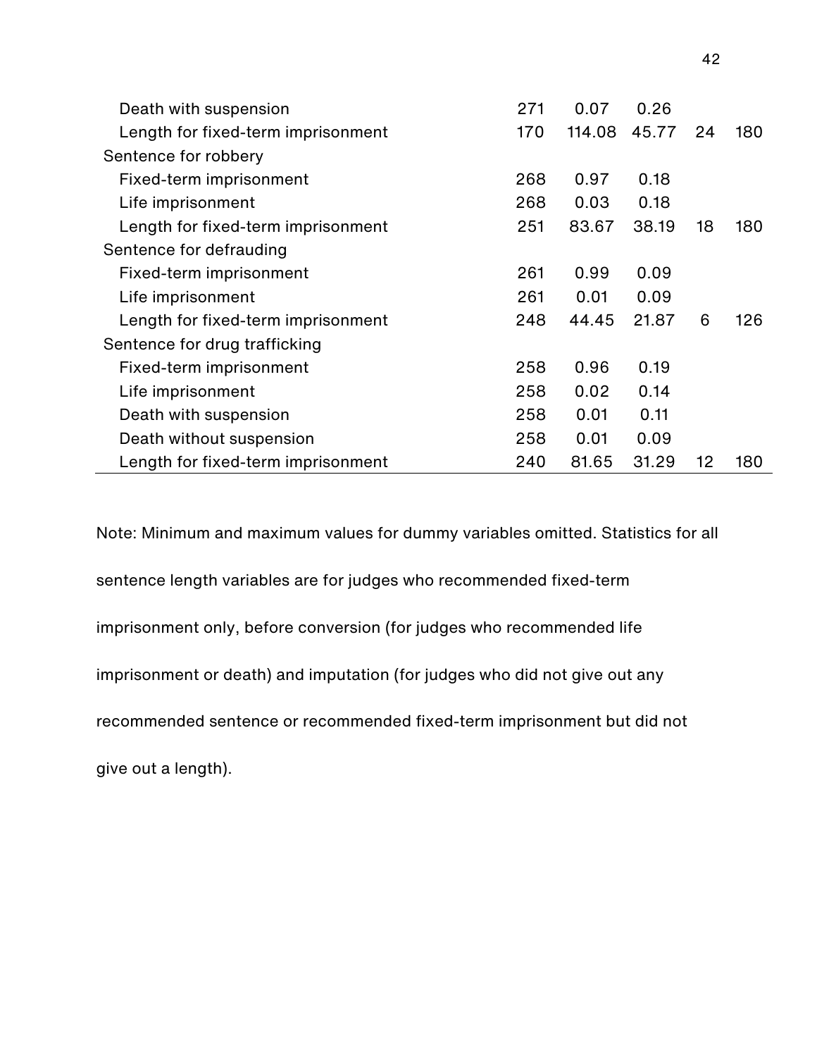| | | | | | |
|---|---|---|---|---|---|
| Death with suspension | 271 | 0.07 | 0.26 | | |
| Length for fixed-term imprisonment | 170 | 114.08 | 45.77 | 24 | 180 |
| Sentence for robbery | | | | | |
| Fixed-term imprisonment | 268 | 0.97 | 0.18 | | |
| Life imprisonment | 268 | 0.03 | 0.18 | | |
| Length for fixed-term imprisonment | 251 | 83.67 | 38.19 | 18 | 180 |
| Sentence for defrauding | | | | | |
| Fixed-term imprisonment | 261 | 0.99 | 0.09 | | |
| Life imprisonment | 261 | 0.01 | 0.09 | | |
| Length for fixed-term imprisonment | 248 | 44.45 | 21.87 | 6 | 126 |
| Sentence for drug trafficking | | | | | |
| Fixed-term imprisonment | 258 | 0.96 | 0.19 | | |
| Life imprisonment | 258 | 0.02 | 0.14 | | |
| Death with suspension | 258 | 0.01 | 0.11 | | |
| Death without suspension | 258 | 0.01 | 0.09 | | |
| Length for fixed-term imprisonment | 240 | 81.65 | 31.29 | 12 | 180 |

Note: Minimum and maximum values for dummy variables omitted. Statistics for all sentence length variables are for judges who recommended fixed-term imprisonment only, before conversion (for judges who recommended life imprisonment or death) and imputation (for judges who did not give out any recommended sentence or recommended fixed-term imprisonment but did not give out a length).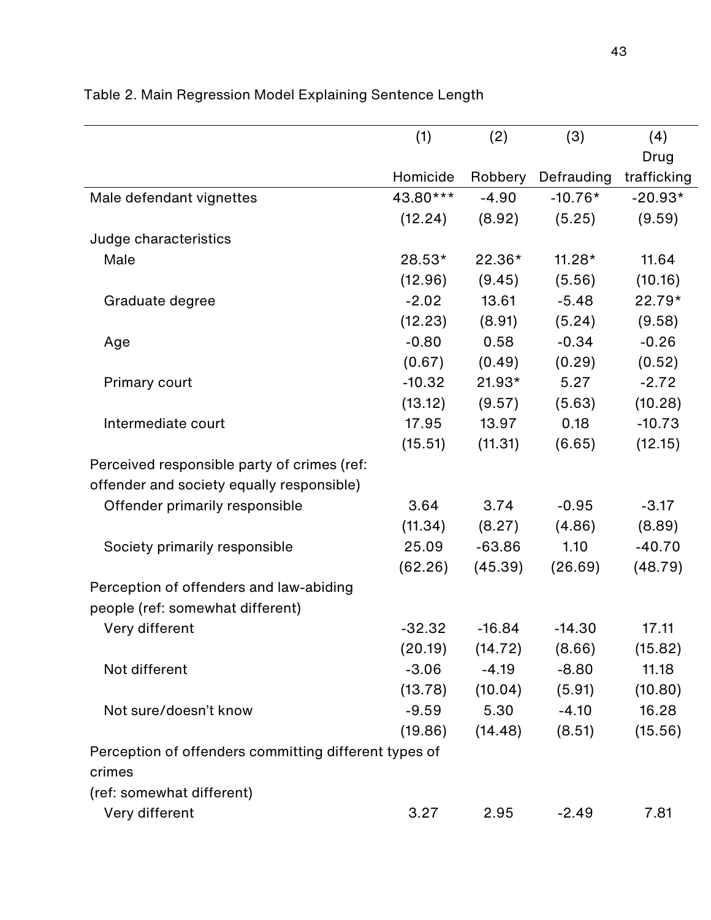Table 2. Main Regression Model Explaining Sentence Length

| | (1) Homicide | (2) Robbery | (3) Defrauding | (4) Drug trafficking |
|---|---|---|---|---|
| Male defendant vignettes | 43.80*** | -4.90 | -10.76* | -20.93* |
| | (12.24) | (8.92) | (5.25) | (9.59) |
| Judge characteristics | | | | |
| Male | 28.53* | 22.36* | 11.28* | 11.64 |
| | (12.96) | (9.45) | (5.56) | (10.16) |
| Graduate degree | -2.02 | 13.61 | -5.48 | 22.79* |
| | (12.23) | (8.91) | (5.24) | (9.58) |
| Age | -0.80 | 0.58 | -0.34 | -0.26 |
| | (0.67) | (0.49) | (0.29) | (0.52) |
| Primary court | -10.32 | 21.93* | 5.27 | -2.72 |
| | (13.12) | (9.57) | (5.63) | (10.28) |
| Intermediate court | 17.95 | 13.97 | 0.18 | -10.73 |
| | (15.51) | (11.31) | (6.65) | (12.15) |
| Perceived responsible party of crimes (ref: offender and society equally responsible) | | | | |
| Offender primarily responsible | 3.64 | 3.74 | -0.95 | -3.17 |
| | (11.34) | (8.27) | (4.86) | (8.89) |
| Society primarily responsible | 25.09 | -63.86 | 1.10 | -40.70 |
| | (62.26) | (45.39) | (26.69) | (48.79) |
| Perception of offenders and law-abiding people (ref: somewhat different) | | | | |
| Very different | -32.32 | -16.84 | -14.30 | 17.11 |
| | (20.19) | (14.72) | (8.66) | (15.82) |
| Not different | -3.06 | -4.19 | -8.80 | 11.18 |
| | (13.78) | (10.04) | (5.91) | (10.80) |
| Not sure/doesn't know | -9.59 | 5.30 | -4.10 | 16.28 |
| | (19.86) | (14.48) | (8.51) | (15.56) |
| Perception of offenders committing different types of crimes (ref: somewhat different) | | | | |
| Very different | 3.27 | 2.95 | -2.49 | 7.81 |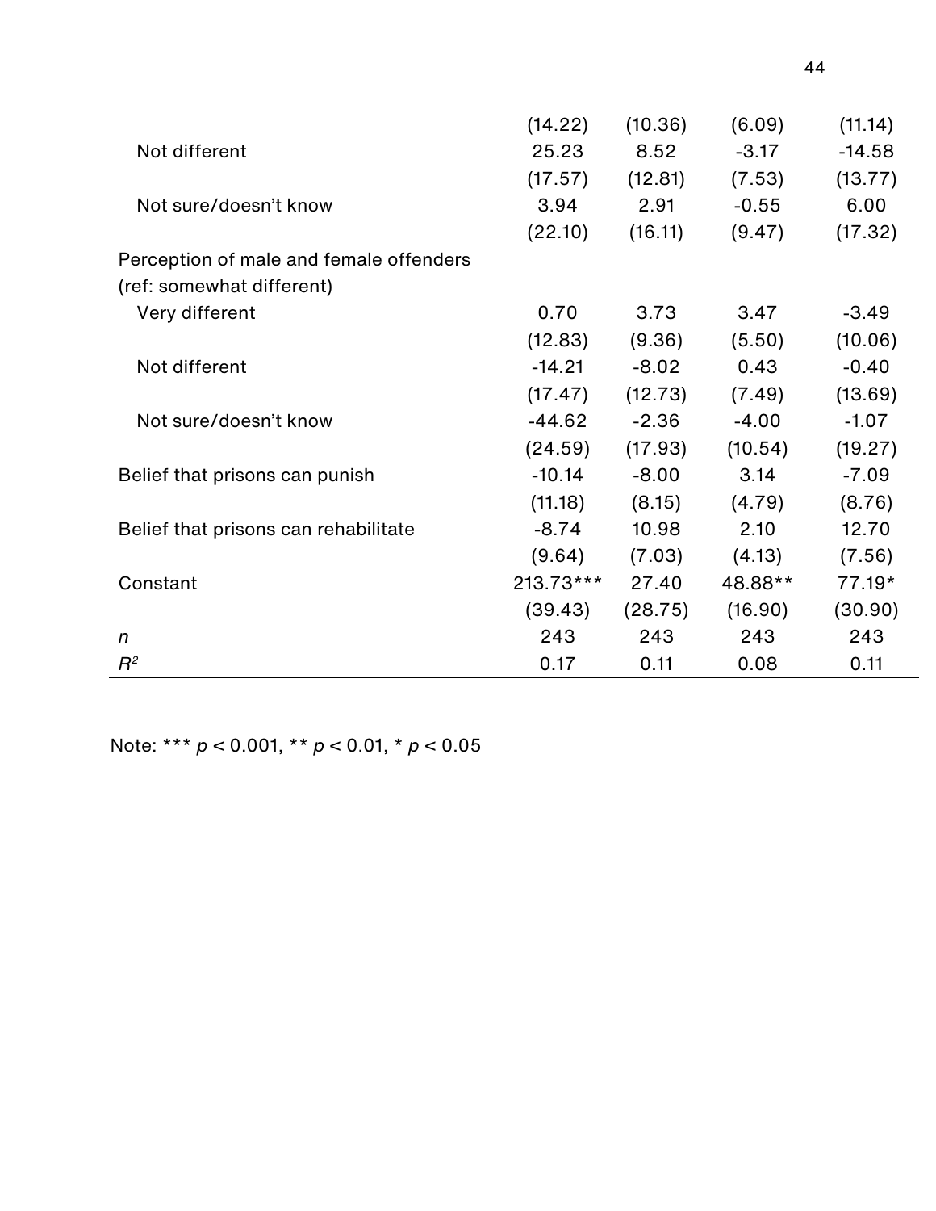| | | | | |
|---|---|---|---|---|
| | (14.22) | (10.36) | (6.09) | (11.14) |
| Not different | 25.23 | 8.52 | -3.17 | -14.58 |
| | (17.57) | (12.81) | (7.53) | (13.77) |
| Not sure/doesn't know | 3.94 | 2.91 | -0.55 | 6.00 |
| | (22.10) | (16.11) | (9.47) | (17.32) |
| Perception of male and female offenders (ref: somewhat different) | | | | |
| Very different | 0.70 | 3.73 | 3.47 | -3.49 |
| | (12.83) | (9.36) | (5.50) | (10.06) |
| Not different | -14.21 | -8.02 | 0.43 | -0.40 |
| | (17.47) | (12.73) | (7.49) | (13.69) |
| Not sure/doesn't know | -44.62 | -2.36 | -4.00 | -1.07 |
| | (24.59) | (17.93) | (10.54) | (19.27) |
| Belief that prisons can punish | -10.14 | -8.00 | 3.14 | -7.09 |
| | (11.18) | (8.15) | (4.79) | (8.76) |
| Belief that prisons can rehabilitate | -8.74 | 10.98 | 2.10 | 12.70 |
| | (9.64) | (7.03) | (4.13) | (7.56) |
| Constant | 213.73*** | 27.40 | 48.88** | 77.19* |
| | (39.43) | (28.75) | (16.90) | (30.90) |
| *n* | 243 | 243 | 243 | 243 |
| $R^2$ | 0.17 | 0.11 | 0.08 | 0.11 |

Note: *** $p < 0.001$, ** $p < 0.01$, * $p < 0.05$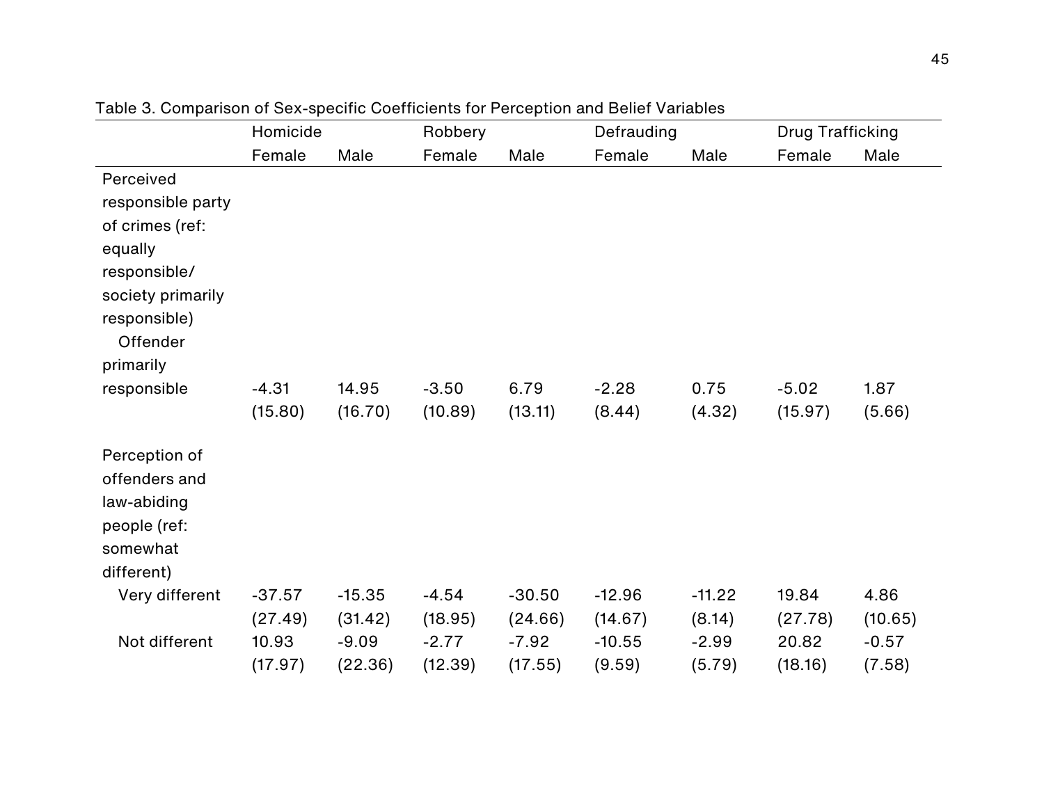Table 3. Comparison of Sex-specific Coefficients for Perception and Belief Variables

| | Homicide | | Robbery | | Defrauding | | Drug Trafficking | |
|---|---|---|---|---|---|---|---|---|
| | Female | Male | Female | Male | Female | Male | Female | Male |
| Perceived responsible party of crimes (ref: equally responsible/ society primarily responsible) | | | | | | | | |
| Offender primarily responsible | -4.31 | 14.95 | -3.50 | 6.79 | -2.28 | 0.75 | -5.02 | 1.87 |
| | (15.80) | (16.70) | (10.89) | (13.11) | (8.44) | (4.32) | (15.97) | (5.66) |
| Perception of offenders and law-abiding people (ref: somewhat different) | | | | | | | | |
| Very different | -37.57 | -15.35 | -4.54 | -30.50 | -12.96 | -11.22 | 19.84 | 4.86 |
| | (27.49) | (31.42) | (18.95) | (24.66) | (14.67) | (8.14) | (27.78) | (10.65) |
| Not different | 10.93 | -9.09 | -2.77 | -7.92 | -10.55 | -2.99 | 20.82 | -0.57 |
| | (17.97) | (22.36) | (12.39) | (17.55) | (9.59) | (5.79) | (18.16) | (7.58) |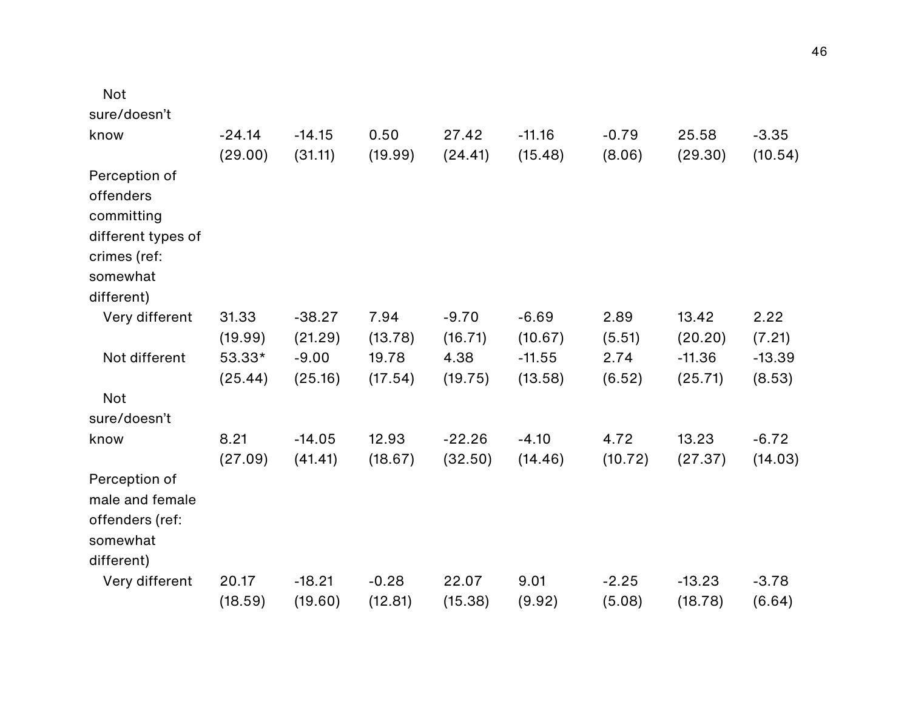| | | | | | | | | |
|---|---|---|---|---|---|---|---|---|
| Not sure/doesn’t know | -24.14 | -14.15 | 0.50 | 27.42 | -11.16 | -0.79 | 25.58 | -3.35 |
| | (29.00) | (31.11) | (19.99) | (24.41) | (15.48) | (8.06) | (29.30) | (10.54) |
| Perception of offenders committing different types of crimes (ref: somewhat different) | | | | | | | | |
| Very different | 31.33 | -38.27 | 7.94 | -9.70 | -6.69 | 2.89 | 13.42 | 2.22 |
| | (19.99) | (21.29) | (13.78) | (16.71) | (10.67) | (5.51) | (20.20) | (7.21) |
| Not different | 53.33* | -9.00 | 19.78 | 4.38 | -11.55 | 2.74 | -11.36 | -13.39 |
| | (25.44) | (25.16) | (17.54) | (19.75) | (13.58) | (6.52) | (25.71) | (8.53) |
| Not sure/doesn’t know | 8.21 | -14.05 | 12.93 | -22.26 | -4.10 | 4.72 | 13.23 | -6.72 |
| | (27.09) | (41.41) | (18.67) | (32.50) | (14.46) | (10.72) | (27.37) | (14.03) |
| Perception of male and female offenders (ref: somewhat different) | | | | | | | | |
| Very different | 20.17 | -18.21 | -0.28 | 22.07 | 9.01 | -2.25 | -13.23 | -3.78 |
| | (18.59) | (19.60) | (12.81) | (15.38) | (9.92) | (5.08) | (18.78) | (6.64) |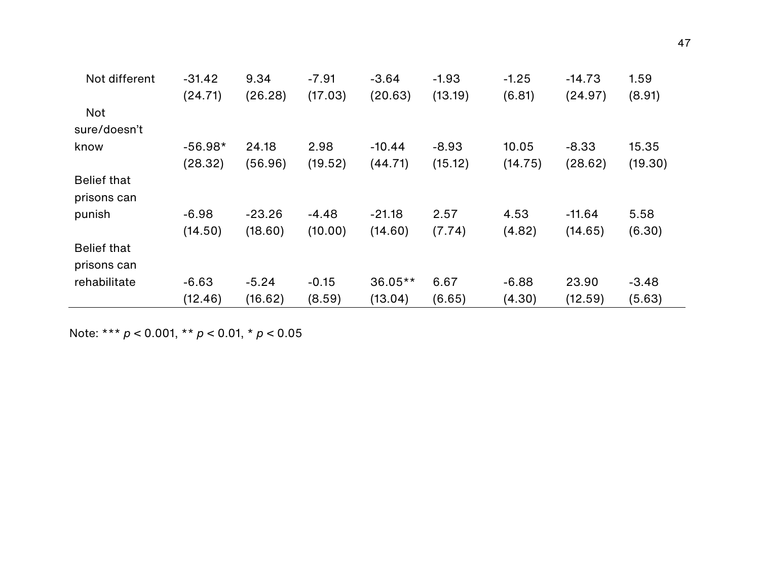| | | | | | | | | |
|---|---|---|---|---|---|---|---|---|
| Not different | -31.42 | 9.34 | -7.91 | -3.64 | -1.93 | -1.25 | -14.73 | 1.59 |
| | (24.71) | (26.28) | (17.03) | (20.63) | (13.19) | (6.81) | (24.97) | (8.91) |
| Not sure/doesn't know | -56.98* | 24.18 | 2.98 | -10.44 | -8.93 | 10.05 | -8.33 | 15.35 |
| | (28.32) | (56.96) | (19.52) | (44.71) | (15.12) | (14.75) | (28.62) | (19.30) |
| Belief that prisons can punish | -6.98 | -23.26 | -4.48 | -21.18 | 2.57 | 4.53 | -11.64 | 5.58 |
| | (14.50) | (18.60) | (10.00) | (14.60) | (7.74) | (4.82) | (14.65) | (6.30) |
| Belief that prisons can rehabilitate | -6.63 | -5.24 | -0.15 | 36.05** | 6.67 | -6.88 | 23.90 | -3.48 |
| | (12.46) | (16.62) | (8.59) | (13.04) | (6.65) | (4.30) | (12.59) | (5.63) |

Note: *** $p < 0.001$, ** $p < 0.01$, * $p < 0.05$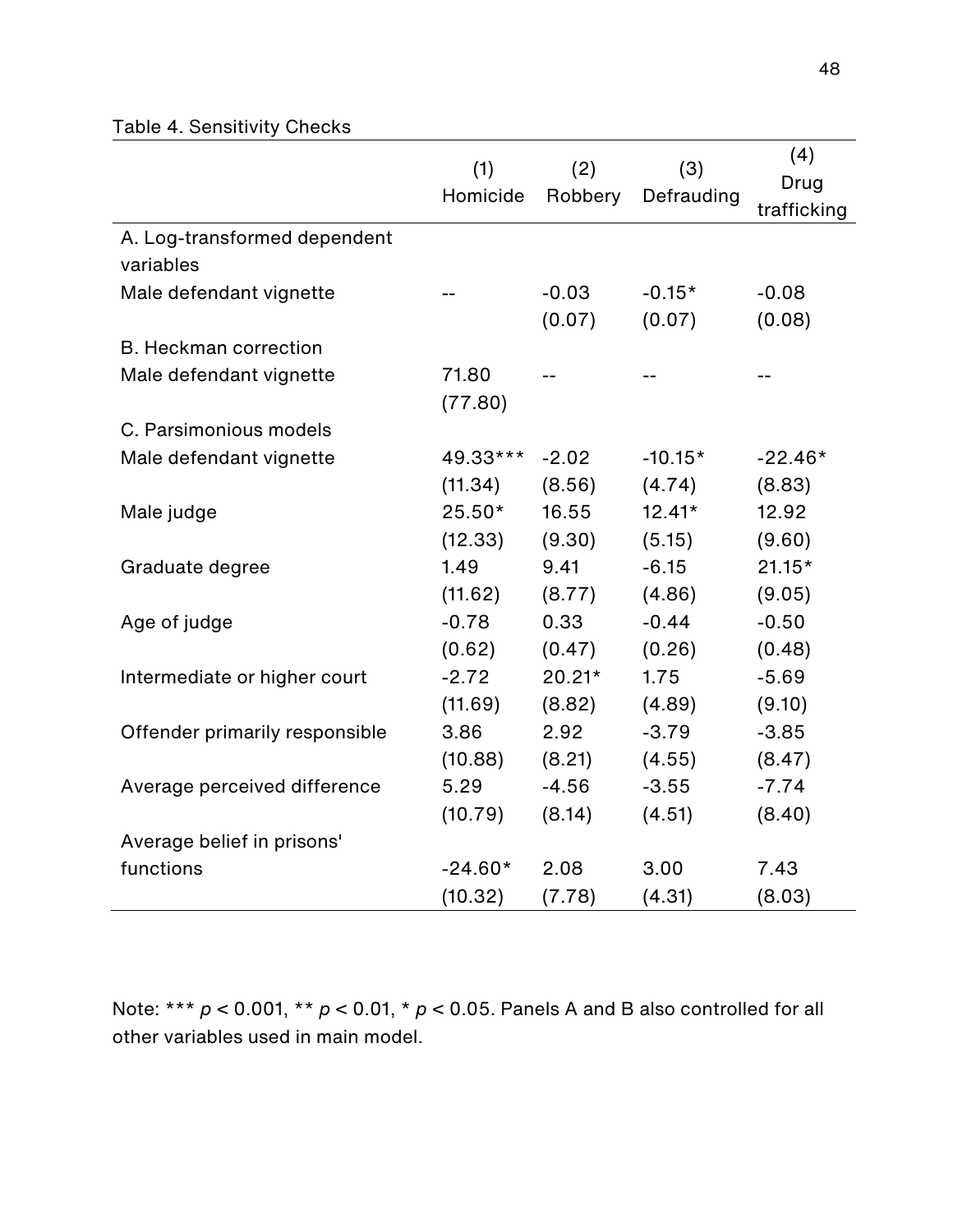Table 4. Sensitivity Checks

| | (1) Homicide | (2) Robbery | (3) Defrauding | (4) Drug trafficking |
|---|---|---|---|---|
| A. Log-transformed dependent variables | | | | |
| Male defendant vignette | -- | -0.03 | -0.15* | -0.08 |
| | | (0.07) | (0.07) | (0.08) |
| B. Heckman correction | | | | |
| Male defendant vignette | 71.80 | -- | -- | -- |
| | (77.80) | | | |
| C. Parsimonious models | | | | |
| Male defendant vignette | 49.33*** | -2.02 | -10.15* | -22.46* |
| | (11.34) | (8.56) | (4.74) | (8.83) |
| Male judge | 25.50* | 16.55 | 12.41* | 12.92 |
| | (12.33) | (9.30) | (5.15) | (9.60) |
| Graduate degree | 1.49 | 9.41 | -6.15 | 21.15* |
| | (11.62) | (8.77) | (4.86) | (9.05) |
| Age of judge | -0.78 | 0.33 | -0.44 | -0.50 |
| | (0.62) | (0.47) | (0.26) | (0.48) |
| Intermediate or higher court | -2.72 | 20.21* | 1.75 | -5.69 |
| | (11.69) | (8.82) | (4.89) | (9.10) |
| Offender primarily responsible | 3.86 | 2.92 | -3.79 | -3.85 |
| | (10.88) | (8.21) | (4.55) | (8.47) |
| Average perceived difference | 5.29 | -4.56 | -3.55 | -7.74 |
| | (10.79) | (8.14) | (4.51) | (8.40) |
| Average belief in prisons' functions | -24.60* | 2.08 | 3.00 | 7.43 |
| | (10.32) | (7.78) | (4.31) | (8.03) |

Note: *** $p < 0.001$, ** $p < 0.01$, * $p < 0.05$. Panels A and B also controlled for all other variables used in main model.